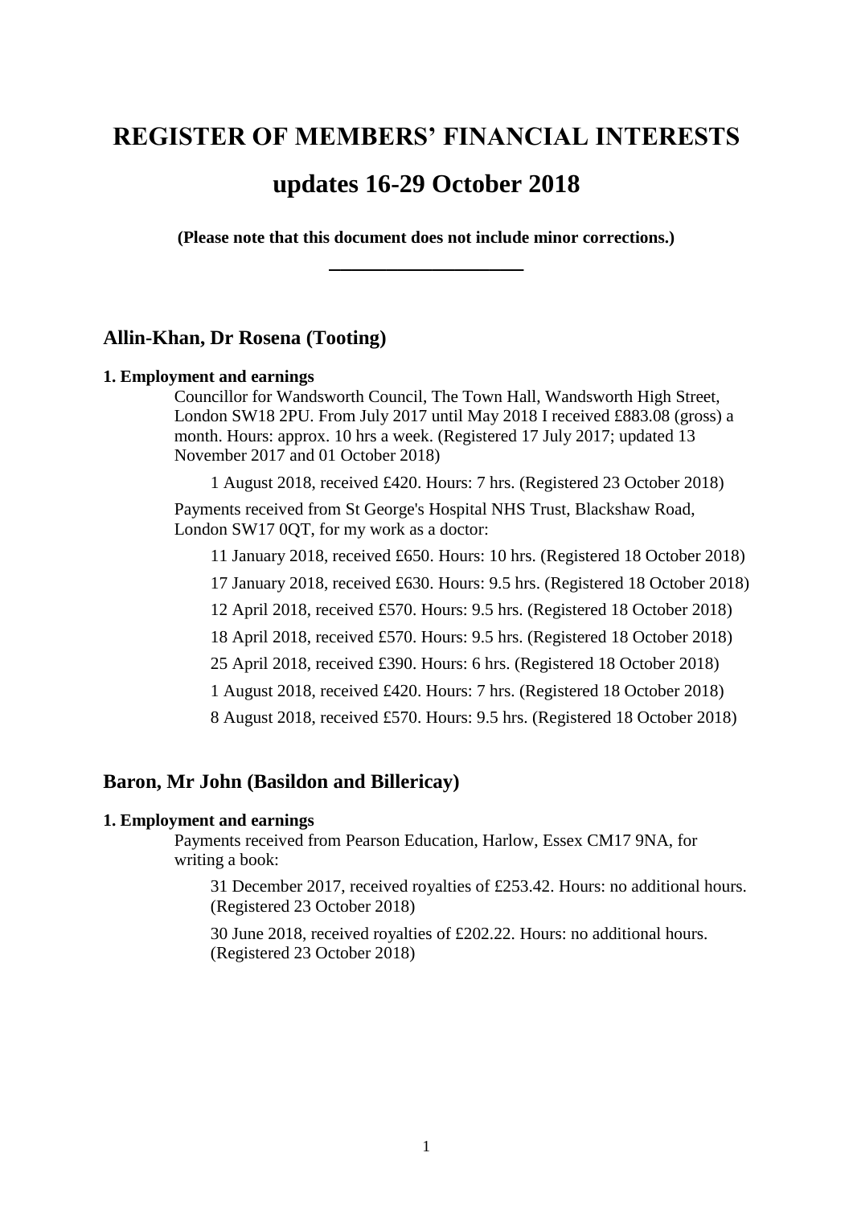# REGISTER OF MEMBERS' FINANCIAL INTERESTS

# updates 16-29 October 2018

**(Please note that this document does not include minor corrections.)**

---

## Allin-Khan, Dr Rosena (Tooting)

**1. Employment and earnings**

Councillor for Wandsworth Council, The Town Hall, Wandsworth High Street, London SW18 2PU. From July 2017 until May 2018 I received £883.08 (gross) a month. Hours: approx. 10 hrs a week. (Registered 17 July 2017; updated 13 November 2017 and 01 October 2018)

1 August 2018, received £420. Hours: 7 hrs. (Registered 23 October 2018)

Payments received from St George's Hospital NHS Trust, Blackshaw Road, London SW17 0QT, for my work as a doctor:

11 January 2018, received £650. Hours: 10 hrs. (Registered 18 October 2018)

17 January 2018, received £630. Hours: 9.5 hrs. (Registered 18 October 2018)

12 April 2018, received £570. Hours: 9.5 hrs. (Registered 18 October 2018)

18 April 2018, received £570. Hours: 9.5 hrs. (Registered 18 October 2018)

25 April 2018, received £390. Hours: 6 hrs. (Registered 18 October 2018)

1 August 2018, received £420. Hours: 7 hrs. (Registered 18 October 2018)

8 August 2018, received £570. Hours: 9.5 hrs. (Registered 18 October 2018)

## Baron, Mr John (Basildon and Billericay)

**1. Employment and earnings**

Payments received from Pearson Education, Harlow, Essex CM17 9NA, for writing a book:

31 December 2017, received royalties of £253.42. Hours: no additional hours. (Registered 23 October 2018)

30 June 2018, received royalties of £202.22. Hours: no additional hours. (Registered 23 October 2018)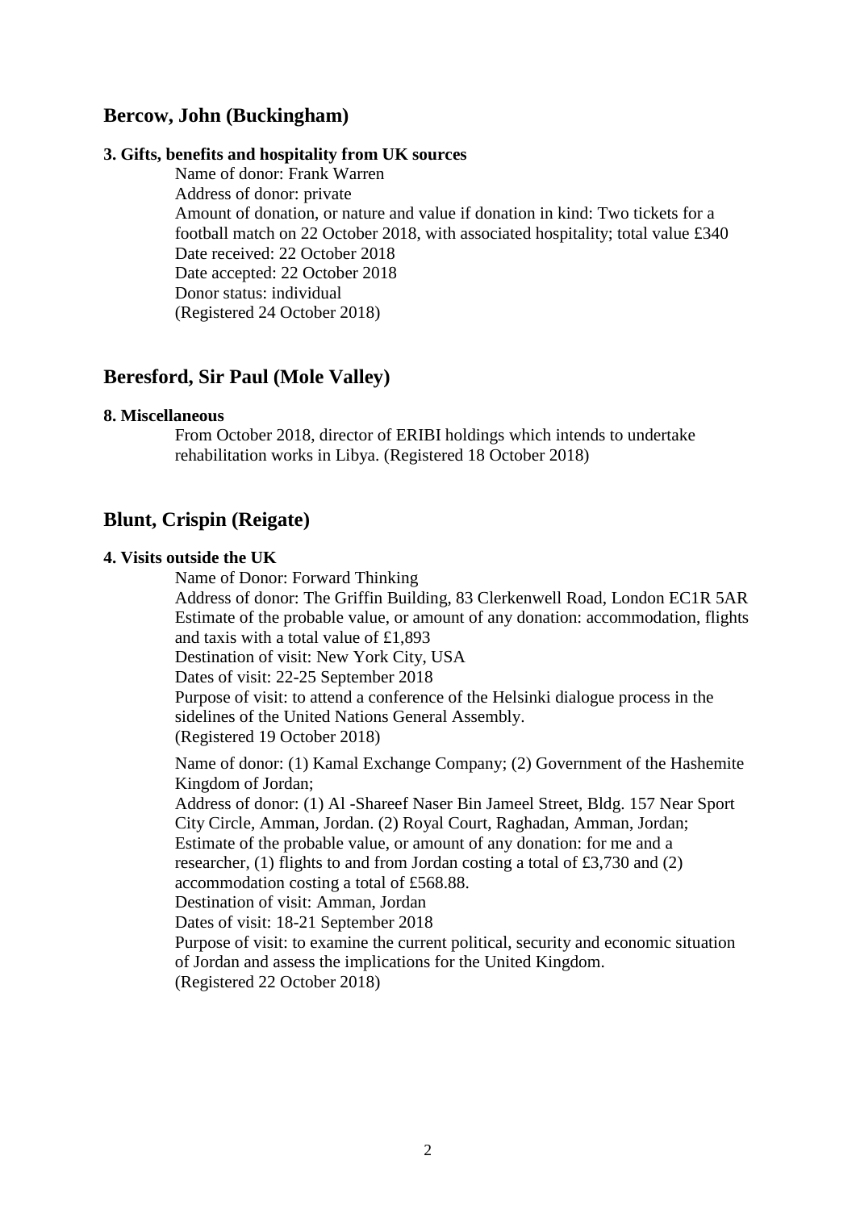## Bercow, John (Buckingham)

### 3. Gifts, benefits and hospitality from UK sources

Name of donor: Frank Warren
Address of donor: private
Amount of donation, or nature and value if donation in kind: Two tickets for a football match on 22 October 2018, with associated hospitality; total value £340
Date received: 22 October 2018
Date accepted: 22 October 2018
Donor status: individual
(Registered 24 October 2018)

## Beresford, Sir Paul (Mole Valley)

### 8. Miscellaneous

From October 2018, director of ERIBI holdings which intends to undertake rehabilitation works in Libya. (Registered 18 October 2018)

## Blunt, Crispin (Reigate)

### 4. Visits outside the UK

Name of Donor: Forward Thinking
Address of donor: The Griffin Building, 83 Clerkenwell Road, London EC1R 5AR
Estimate of the probable value, or amount of any donation: accommodation, flights and taxis with a total value of £1,893
Destination of visit: New York City, USA
Dates of visit: 22-25 September 2018
Purpose of visit: to attend a conference of the Helsinki dialogue process in the sidelines of the United Nations General Assembly.
(Registered 19 October 2018)

Name of donor: (1) Kamal Exchange Company; (2) Government of the Hashemite Kingdom of Jordan;
Address of donor: (1) Al -Shareef Naser Bin Jameel Street, Bldg. 157 Near Sport City Circle, Amman, Jordan. (2) Royal Court, Raghadan, Amman, Jordan;
Estimate of the probable value, or amount of any donation: for me and a researcher, (1) flights to and from Jordan costing a total of £3,730 and (2) accommodation costing a total of £568.88.
Destination of visit: Amman, Jordan
Dates of visit: 18-21 September 2018
Purpose of visit: to examine the current political, security and economic situation of Jordan and assess the implications for the United Kingdom.
(Registered 22 October 2018)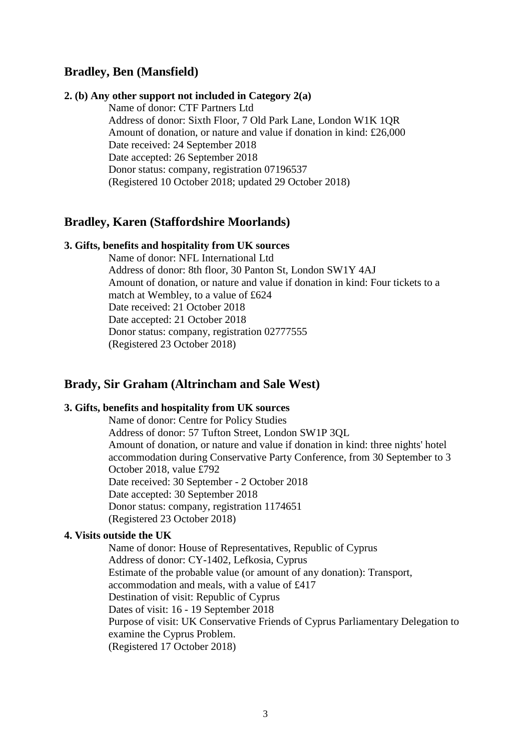## Bradley, Ben (Mansfield)

**2. (b) Any other support not included in Category 2(a)**

Name of donor: CTF Partners Ltd
Address of donor: Sixth Floor, 7 Old Park Lane, London W1K 1QR
Amount of donation, or nature and value if donation in kind: £26,000
Date received: 24 September 2018
Date accepted: 26 September 2018
Donor status: company, registration 07196537
(Registered 10 October 2018; updated 29 October 2018)

## Bradley, Karen (Staffordshire Moorlands)

**3. Gifts, benefits and hospitality from UK sources**

Name of donor: NFL International Ltd
Address of donor: 8th floor, 30 Panton St, London SW1Y 4AJ
Amount of donation, or nature and value if donation in kind: Four tickets to a match at Wembley, to a value of £624
Date received: 21 October 2018
Date accepted: 21 October 2018
Donor status: company, registration 02777555
(Registered 23 October 2018)

## Brady, Sir Graham (Altrincham and Sale West)

**3. Gifts, benefits and hospitality from UK sources**

Name of donor: Centre for Policy Studies
Address of donor: 57 Tufton Street, London SW1P 3QL
Amount of donation, or nature and value if donation in kind: three nights' hotel accommodation during Conservative Party Conference, from 30 September to 3 October 2018, value £792
Date received: 30 September - 2 October 2018
Date accepted: 30 September 2018
Donor status: company, registration 1174651
(Registered 23 October 2018)

**4. Visits outside the UK**

Name of donor: House of Representatives, Republic of Cyprus
Address of donor: CY-1402, Lefkosia, Cyprus
Estimate of the probable value (or amount of any donation): Transport, accommodation and meals, with a value of £417
Destination of visit: Republic of Cyprus
Dates of visit: 16 - 19 September 2018
Purpose of visit: UK Conservative Friends of Cyprus Parliamentary Delegation to examine the Cyprus Problem.
(Registered 17 October 2018)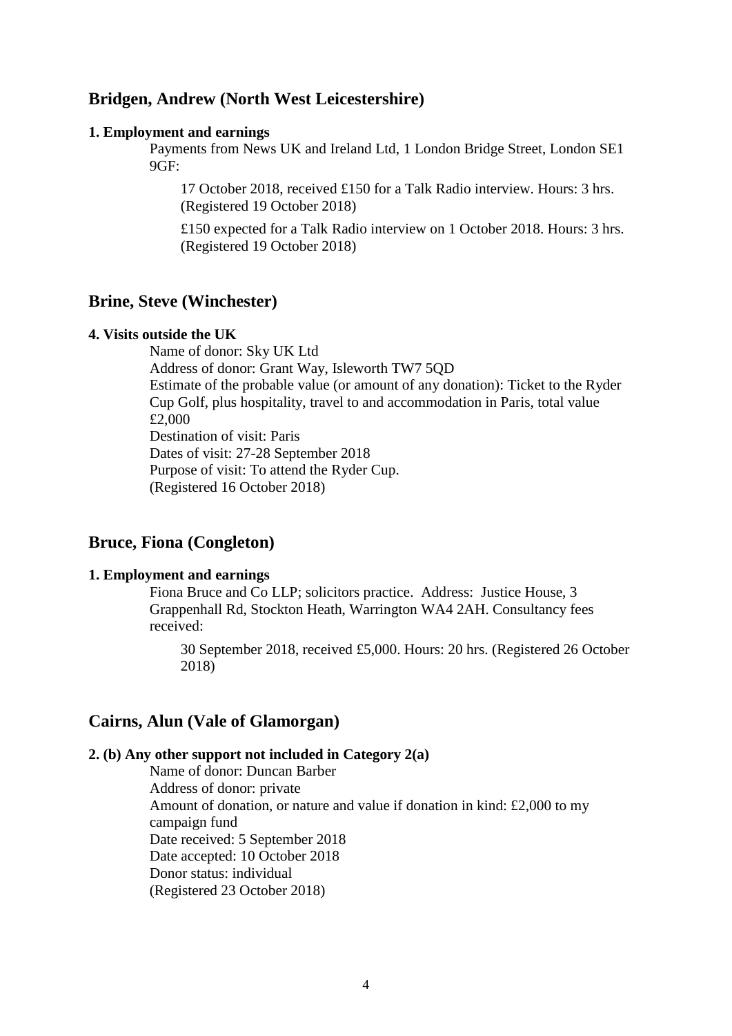## Bridgen, Andrew (North West Leicestershire)

**1. Employment and earnings**

Payments from News UK and Ireland Ltd, 1 London Bridge Street, London SE1 9GF:

17 October 2018, received £150 for a Talk Radio interview. Hours: 3 hrs. (Registered 19 October 2018)

£150 expected for a Talk Radio interview on 1 October 2018. Hours: 3 hrs. (Registered 19 October 2018)

## Brine, Steve (Winchester)

**4. Visits outside the UK**

Name of donor: Sky UK Ltd
Address of donor: Grant Way, Isleworth TW7 5QD
Estimate of the probable value (or amount of any donation): Ticket to the Ryder Cup Golf, plus hospitality, travel to and accommodation in Paris, total value £2,000
Destination of visit: Paris
Dates of visit: 27-28 September 2018
Purpose of visit: To attend the Ryder Cup.
(Registered 16 October 2018)

## Bruce, Fiona (Congleton)

**1. Employment and earnings**

Fiona Bruce and Co LLP; solicitors practice. Address: Justice House, 3 Grappenhall Rd, Stockton Heath, Warrington WA4 2AH. Consultancy fees received:

30 September 2018, received £5,000. Hours: 20 hrs. (Registered 26 October 2018)

## Cairns, Alun (Vale of Glamorgan)

**2. (b) Any other support not included in Category 2(a)**

Name of donor: Duncan Barber
Address of donor: private
Amount of donation, or nature and value if donation in kind: £2,000 to my campaign fund
Date received: 5 September 2018
Date accepted: 10 October 2018
Donor status: individual
(Registered 23 October 2018)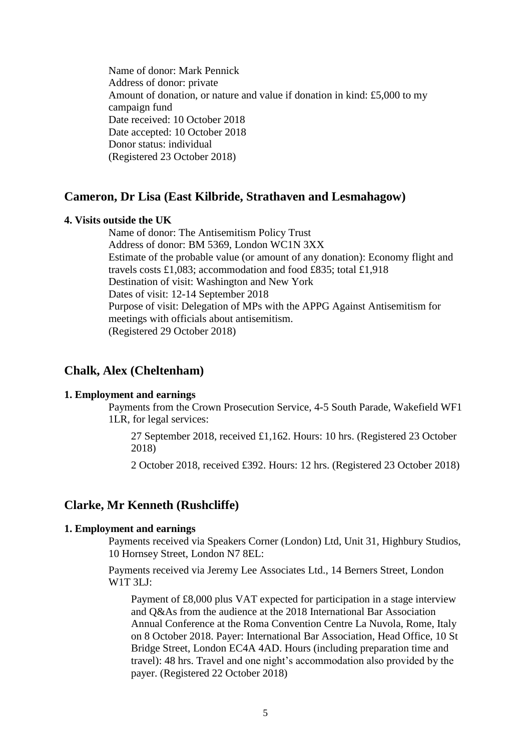Name of donor: Mark Pennick
Address of donor: private
Amount of donation, or nature and value if donation in kind: £5,000 to my campaign fund
Date received: 10 October 2018
Date accepted: 10 October 2018
Donor status: individual
(Registered 23 October 2018)

## Cameron, Dr Lisa (East Kilbride, Strathaven and Lesmahagow)

**4. Visits outside the UK**

Name of donor: The Antisemitism Policy Trust
Address of donor: BM 5369, London WC1N 3XX
Estimate of the probable value (or amount of any donation): Economy flight and travels costs £1,083; accommodation and food £835; total £1,918
Destination of visit: Washington and New York
Dates of visit: 12-14 September 2018
Purpose of visit: Delegation of MPs with the APPG Against Antisemitism for meetings with officials about antisemitism.
(Registered 29 October 2018)

## Chalk, Alex (Cheltenham)

**1. Employment and earnings**

Payments from the Crown Prosecution Service, 4-5 South Parade, Wakefield WF1 1LR, for legal services:

27 September 2018, received £1,162. Hours: 10 hrs. (Registered 23 October 2018)

2 October 2018, received £392. Hours: 12 hrs. (Registered 23 October 2018)

## Clarke, Mr Kenneth (Rushcliffe)

**1. Employment and earnings**

Payments received via Speakers Corner (London) Ltd, Unit 31, Highbury Studios, 10 Hornsey Street, London N7 8EL:

Payments received via Jeremy Lee Associates Ltd., 14 Berners Street, London W1T 3LJ:

Payment of £8,000 plus VAT expected for participation in a stage interview and Q&As from the audience at the 2018 International Bar Association Annual Conference at the Roma Convention Centre La Nuvola, Rome, Italy on 8 October 2018. Payer: International Bar Association, Head Office, 10 St Bridge Street, London EC4A 4AD. Hours (including preparation time and travel): 48 hrs. Travel and one night's accommodation also provided by the payer. (Registered 22 October 2018)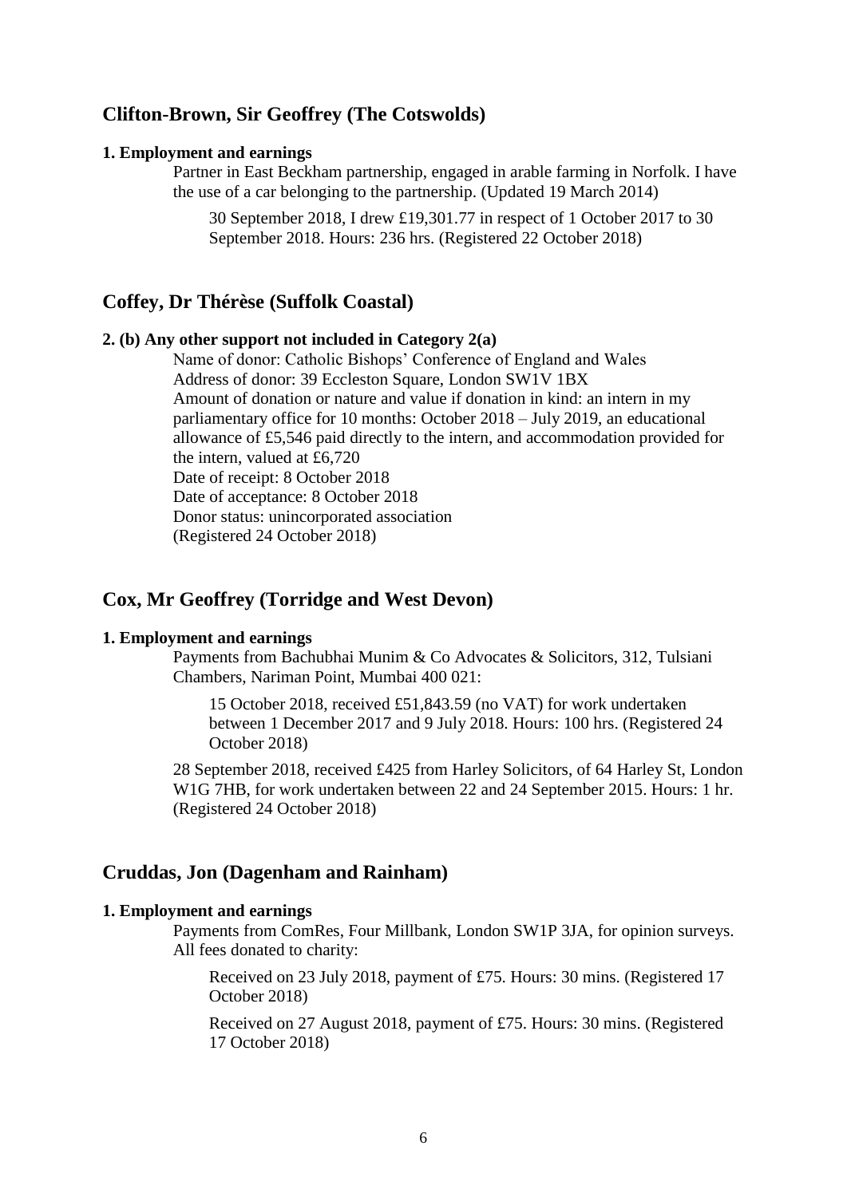## Clifton-Brown, Sir Geoffrey (The Cotswolds)

**1. Employment and earnings**

Partner in East Beckham partnership, engaged in arable farming in Norfolk. I have the use of a car belonging to the partnership. (Updated 19 March 2014)

30 September 2018, I drew £19,301.77 in respect of 1 October 2017 to 30 September 2018. Hours: 236 hrs. (Registered 22 October 2018)

## Coffey, Dr Thérèse (Suffolk Coastal)

**2. (b) Any other support not included in Category 2(a)**

Name of donor: Catholic Bishops' Conference of England and Wales
Address of donor: 39 Eccleston Square, London SW1V 1BX
Amount of donation or nature and value if donation in kind: an intern in my parliamentary office for 10 months: October 2018 – July 2019, an educational allowance of £5,546 paid directly to the intern, and accommodation provided for the intern, valued at £6,720
Date of receipt: 8 October 2018
Date of acceptance: 8 October 2018
Donor status: unincorporated association
(Registered 24 October 2018)

## Cox, Mr Geoffrey (Torridge and West Devon)

**1. Employment and earnings**

Payments from Bachubhai Munim & Co Advocates & Solicitors, 312, Tulsiani Chambers, Nariman Point, Mumbai 400 021:

15 October 2018, received £51,843.59 (no VAT) for work undertaken between 1 December 2017 and 9 July 2018. Hours: 100 hrs. (Registered 24 October 2018)

28 September 2018, received £425 from Harley Solicitors, of 64 Harley St, London W1G 7HB, for work undertaken between 22 and 24 September 2015. Hours: 1 hr. (Registered 24 October 2018)

## Cruddas, Jon (Dagenham and Rainham)

**1. Employment and earnings**

Payments from ComRes, Four Millbank, London SW1P 3JA, for opinion surveys. All fees donated to charity:

Received on 23 July 2018, payment of £75. Hours: 30 mins. (Registered 17 October 2018)

Received on 27 August 2018, payment of £75. Hours: 30 mins. (Registered 17 October 2018)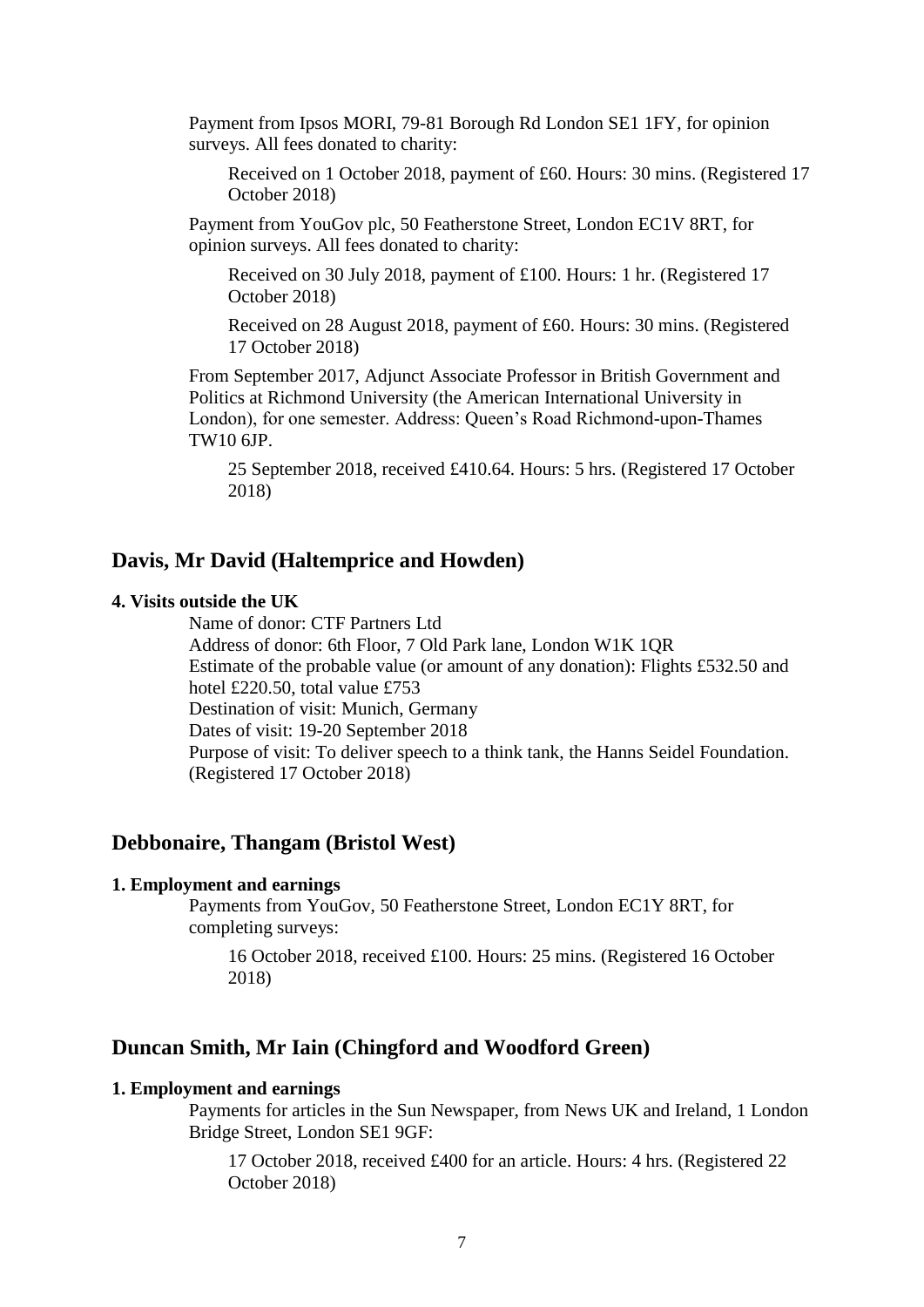Payment from Ipsos MORI, 79-81 Borough Rd London SE1 1FY, for opinion surveys. All fees donated to charity:

Received on 1 October 2018, payment of £60. Hours: 30 mins. (Registered 17 October 2018)

Payment from YouGov plc, 50 Featherstone Street, London EC1V 8RT, for opinion surveys. All fees donated to charity:

Received on 30 July 2018, payment of £100. Hours: 1 hr. (Registered 17 October 2018)

Received on 28 August 2018, payment of £60. Hours: 30 mins. (Registered 17 October 2018)

From September 2017, Adjunct Associate Professor in British Government and Politics at Richmond University (the American International University in London), for one semester. Address: Queen's Road Richmond-upon-Thames TW10 6JP.

25 September 2018, received £410.64. Hours: 5 hrs. (Registered 17 October 2018)

## Davis, Mr David (Haltemprice and Howden)

**4. Visits outside the UK**

Name of donor: CTF Partners Ltd
Address of donor: 6th Floor, 7 Old Park lane, London W1K 1QR
Estimate of the probable value (or amount of any donation): Flights £532.50 and hotel £220.50, total value £753
Destination of visit: Munich, Germany
Dates of visit: 19-20 September 2018
Purpose of visit: To deliver speech to a think tank, the Hanns Seidel Foundation. (Registered 17 October 2018)

## Debbonaire, Thangam (Bristol West)

**1. Employment and earnings**

Payments from YouGov, 50 Featherstone Street, London EC1Y 8RT, for completing surveys:

16 October 2018, received £100. Hours: 25 mins. (Registered 16 October 2018)

## Duncan Smith, Mr Iain (Chingford and Woodford Green)

**1. Employment and earnings**

Payments for articles in the Sun Newspaper, from News UK and Ireland, 1 London Bridge Street, London SE1 9GF:

17 October 2018, received £400 for an article. Hours: 4 hrs. (Registered 22 October 2018)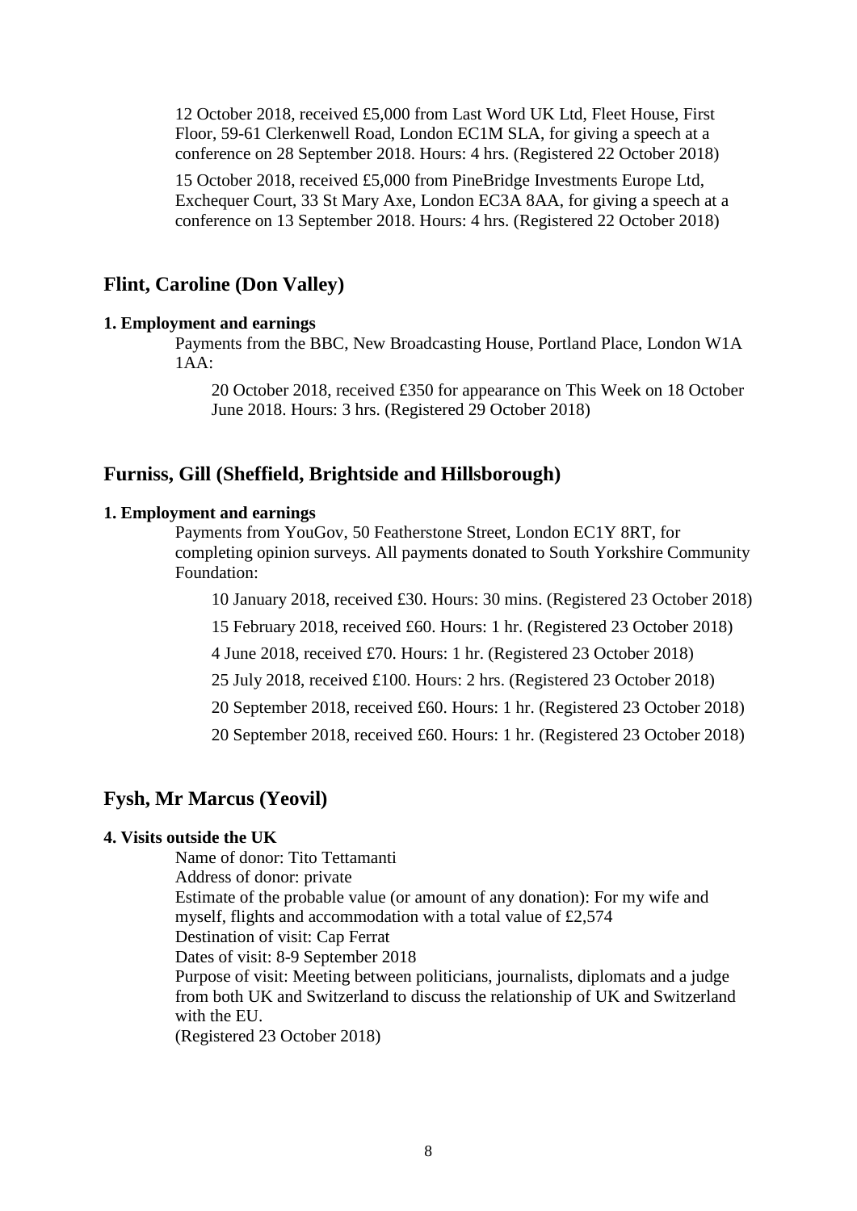12 October 2018, received £5,000 from Last Word UK Ltd, Fleet House, First Floor, 59-61 Clerkenwell Road, London EC1M SLA, for giving a speech at a conference on 28 September 2018. Hours: 4 hrs. (Registered 22 October 2018)

15 October 2018, received £5,000 from PineBridge Investments Europe Ltd, Exchequer Court, 33 St Mary Axe, London EC3A 8AA, for giving a speech at a conference on 13 September 2018. Hours: 4 hrs. (Registered 22 October 2018)

## Flint, Caroline (Don Valley)

**1. Employment and earnings**

Payments from the BBC, New Broadcasting House, Portland Place, London W1A 1AA:

20 October 2018, received £350 for appearance on This Week on 18 October June 2018. Hours: 3 hrs. (Registered 29 October 2018)

## Furniss, Gill (Sheffield, Brightside and Hillsborough)

**1. Employment and earnings**

Payments from YouGov, 50 Featherstone Street, London EC1Y 8RT, for completing opinion surveys. All payments donated to South Yorkshire Community Foundation:

10 January 2018, received £30. Hours: 30 mins. (Registered 23 October 2018)

15 February 2018, received £60. Hours: 1 hr. (Registered 23 October 2018)

4 June 2018, received £70. Hours: 1 hr. (Registered 23 October 2018)

25 July 2018, received £100. Hours: 2 hrs. (Registered 23 October 2018)

20 September 2018, received £60. Hours: 1 hr. (Registered 23 October 2018)

20 September 2018, received £60. Hours: 1 hr. (Registered 23 October 2018)

## Fysh, Mr Marcus (Yeovil)

**4. Visits outside the UK**

Name of donor: Tito Tettamanti
Address of donor: private
Estimate of the probable value (or amount of any donation): For my wife and myself, flights and accommodation with a total value of £2,574
Destination of visit: Cap Ferrat
Dates of visit: 8-9 September 2018
Purpose of visit: Meeting between politicians, journalists, diplomats and a judge from both UK and Switzerland to discuss the relationship of UK and Switzerland with the EU.
(Registered 23 October 2018)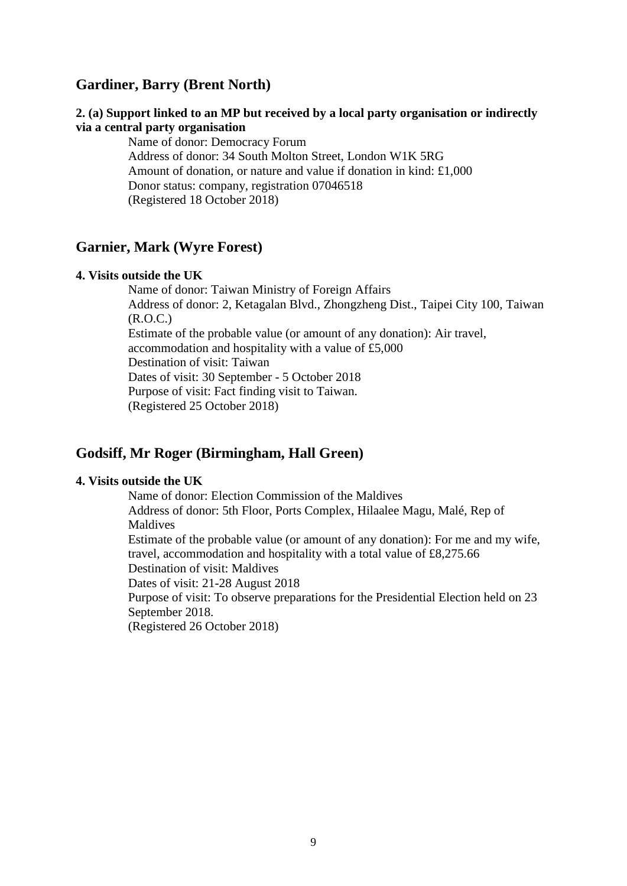## Gardiner, Barry (Brent North)

**2. (a) Support linked to an MP but received by a local party organisation or indirectly via a central party organisation**

Name of donor: Democracy Forum
Address of donor: 34 South Molton Street, London W1K 5RG
Amount of donation, or nature and value if donation in kind: £1,000
Donor status: company, registration 07046518
(Registered 18 October 2018)

## Garnier, Mark (Wyre Forest)

**4. Visits outside the UK**

Name of donor: Taiwan Ministry of Foreign Affairs
Address of donor: 2, Ketagalan Blvd., Zhongzheng Dist., Taipei City 100, Taiwan (R.O.C.)
Estimate of the probable value (or amount of any donation): Air travel, accommodation and hospitality with a value of £5,000
Destination of visit: Taiwan
Dates of visit: 30 September - 5 October 2018
Purpose of visit: Fact finding visit to Taiwan.
(Registered 25 October 2018)

## Godsiff, Mr Roger (Birmingham, Hall Green)

**4. Visits outside the UK**

Name of donor: Election Commission of the Maldives
Address of donor: 5th Floor, Ports Complex, Hilaalee Magu, Malé, Rep of Maldives
Estimate of the probable value (or amount of any donation): For me and my wife, travel, accommodation and hospitality with a total value of £8,275.66
Destination of visit: Maldives
Dates of visit: 21-28 August 2018
Purpose of visit: To observe preparations for the Presidential Election held on 23 September 2018.
(Registered 26 October 2018)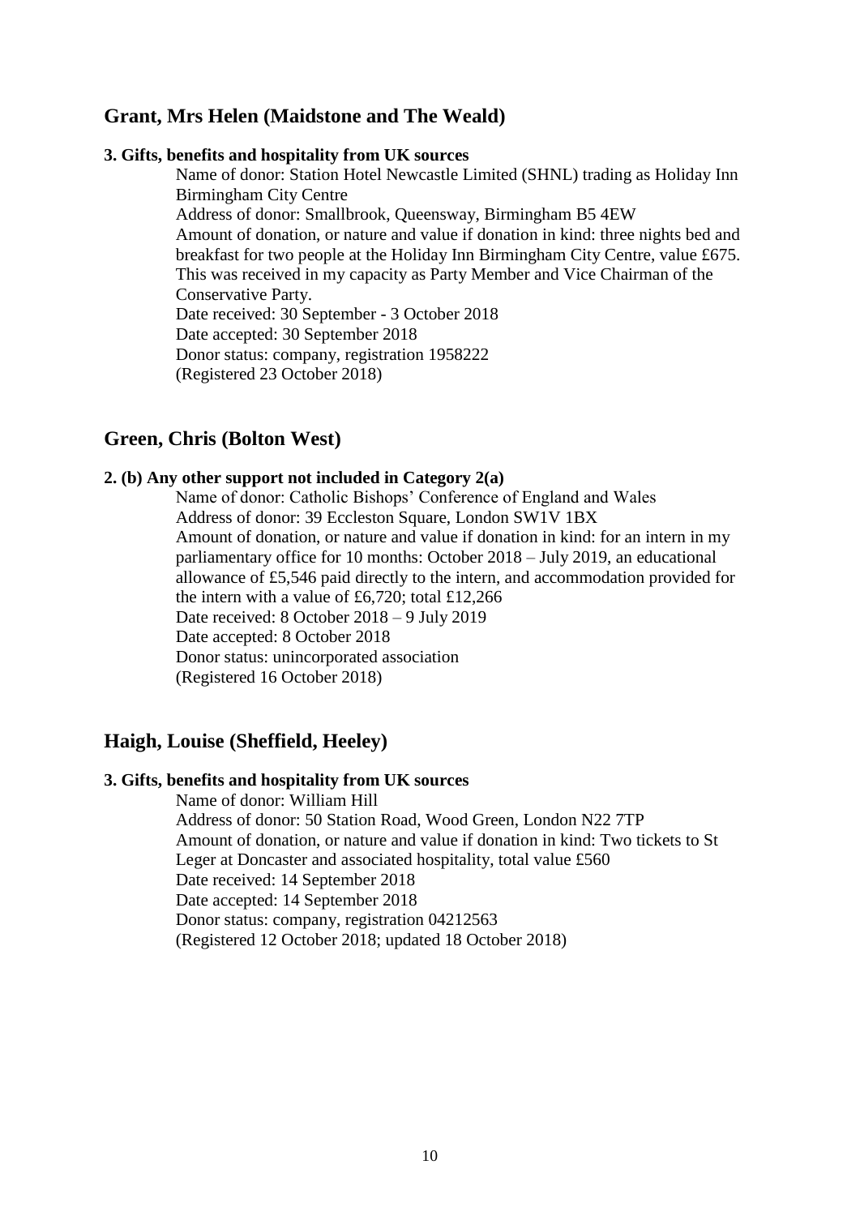## Grant, Mrs Helen (Maidstone and The Weald)

**3. Gifts, benefits and hospitality from UK sources**

Name of donor: Station Hotel Newcastle Limited (SHNL) trading as Holiday Inn Birmingham City Centre
Address of donor: Smallbrook, Queensway, Birmingham B5 4EW
Amount of donation, or nature and value if donation in kind: three nights bed and breakfast for two people at the Holiday Inn Birmingham City Centre, value £675. This was received in my capacity as Party Member and Vice Chairman of the Conservative Party.
Date received: 30 September - 3 October 2018
Date accepted: 30 September 2018
Donor status: company, registration 1958222
(Registered 23 October 2018)

## Green, Chris (Bolton West)

**2. (b) Any other support not included in Category 2(a)**

Name of donor: Catholic Bishops' Conference of England and Wales
Address of donor: 39 Eccleston Square, London SW1V 1BX
Amount of donation, or nature and value if donation in kind: for an intern in my parliamentary office for 10 months: October 2018 – July 2019, an educational allowance of £5,546 paid directly to the intern, and accommodation provided for the intern with a value of £6,720; total £12,266
Date received: 8 October 2018 – 9 July 2019
Date accepted: 8 October 2018
Donor status: unincorporated association
(Registered 16 October 2018)

## Haigh, Louise (Sheffield, Heeley)

**3. Gifts, benefits and hospitality from UK sources**

Name of donor: William Hill
Address of donor: 50 Station Road, Wood Green, London N22 7TP
Amount of donation, or nature and value if donation in kind: Two tickets to St Leger at Doncaster and associated hospitality, total value £560
Date received: 14 September 2018
Date accepted: 14 September 2018
Donor status: company, registration 04212563
(Registered 12 October 2018; updated 18 October 2018)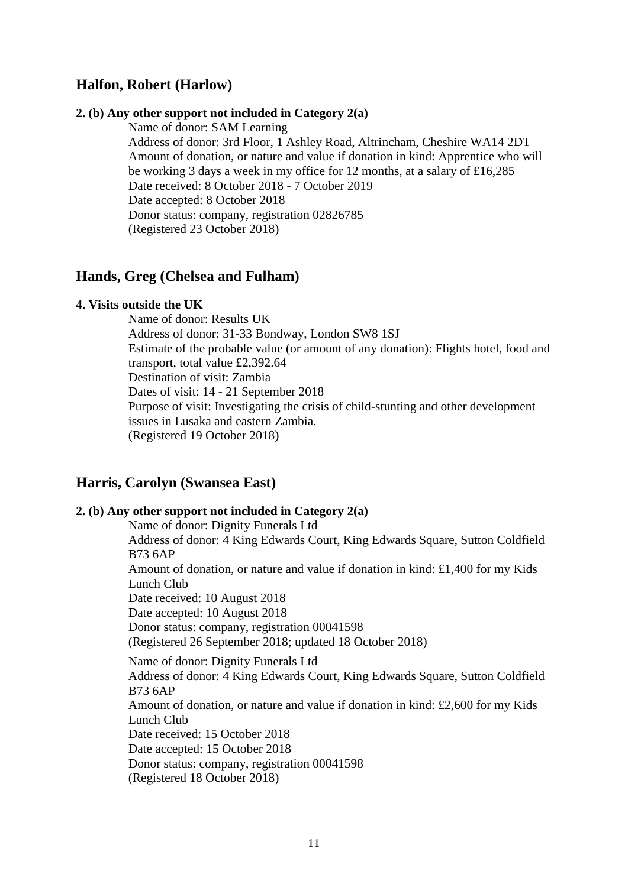## Halfon, Robert (Harlow)

**2. (b) Any other support not included in Category 2(a)**

Name of donor: SAM Learning
Address of donor: 3rd Floor, 1 Ashley Road, Altrincham, Cheshire WA14 2DT
Amount of donation, or nature and value if donation in kind: Apprentice who will be working 3 days a week in my office for 12 months, at a salary of £16,285
Date received: 8 October 2018 - 7 October 2019
Date accepted: 8 October 2018
Donor status: company, registration 02826785
(Registered 23 October 2018)

## Hands, Greg (Chelsea and Fulham)

**4. Visits outside the UK**

Name of donor: Results UK
Address of donor: 31-33 Bondway, London SW8 1SJ
Estimate of the probable value (or amount of any donation): Flights hotel, food and transport, total value £2,392.64
Destination of visit: Zambia
Dates of visit: 14 - 21 September 2018
Purpose of visit: Investigating the crisis of child-stunting and other development issues in Lusaka and eastern Zambia.
(Registered 19 October 2018)

## Harris, Carolyn (Swansea East)

**2. (b) Any other support not included in Category 2(a)**

Name of donor: Dignity Funerals Ltd
Address of donor: 4 King Edwards Court, King Edwards Square, Sutton Coldfield B73 6AP
Amount of donation, or nature and value if donation in kind: £1,400 for my Kids Lunch Club
Date received: 10 August 2018
Date accepted: 10 August 2018
Donor status: company, registration 00041598
(Registered 26 September 2018; updated 18 October 2018)

Name of donor: Dignity Funerals Ltd
Address of donor: 4 King Edwards Court, King Edwards Square, Sutton Coldfield B73 6AP
Amount of donation, or nature and value if donation in kind: £2,600 for my Kids Lunch Club
Date received: 15 October 2018
Date accepted: 15 October 2018
Donor status: company, registration 00041598
(Registered 18 October 2018)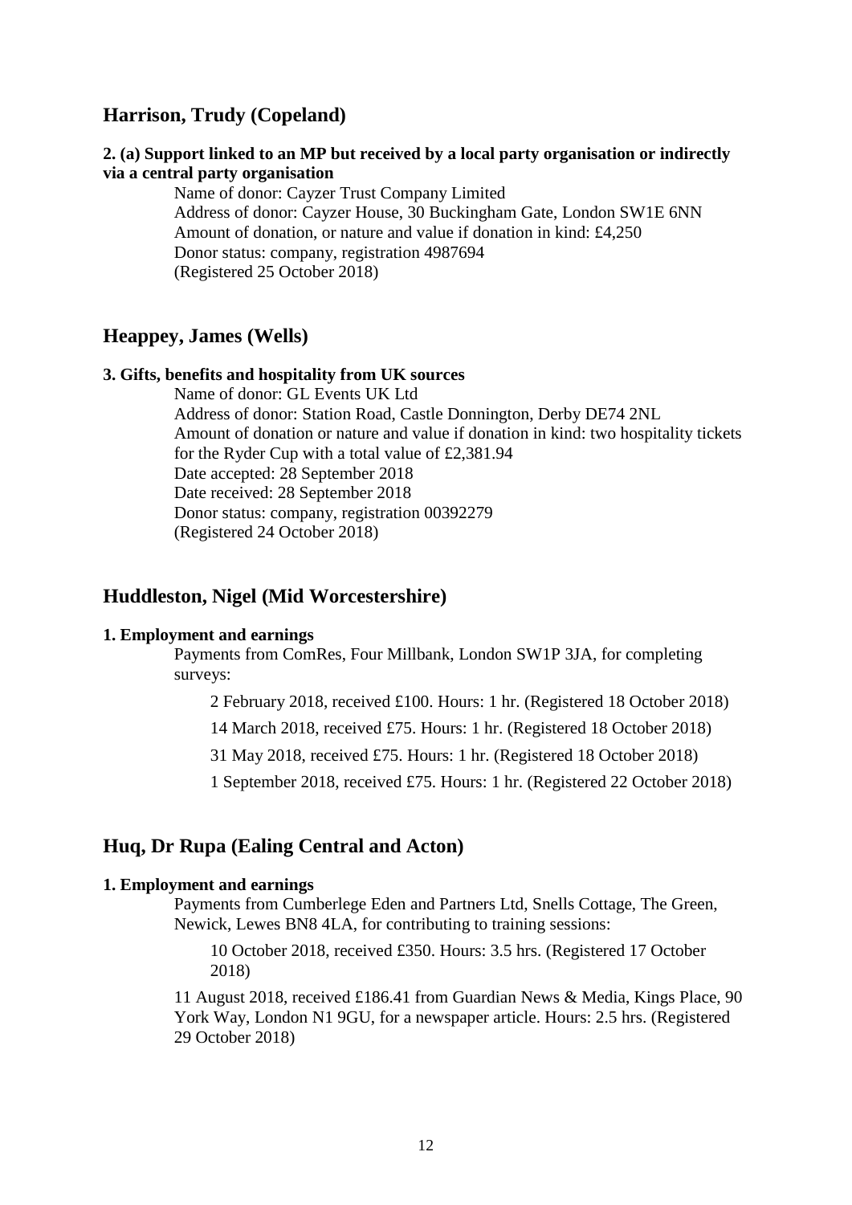## Harrison, Trudy (Copeland)

**2. (a) Support linked to an MP but received by a local party organisation or indirectly via a central party organisation**

Name of donor: Cayzer Trust Company Limited
Address of donor: Cayzer House, 30 Buckingham Gate, London SW1E 6NN
Amount of donation, or nature and value if donation in kind: £4,250
Donor status: company, registration 4987694
(Registered 25 October 2018)

## Heappey, James (Wells)

**3. Gifts, benefits and hospitality from UK sources**

Name of donor: GL Events UK Ltd
Address of donor: Station Road, Castle Donnington, Derby DE74 2NL
Amount of donation or nature and value if donation in kind: two hospitality tickets for the Ryder Cup with a total value of £2,381.94
Date accepted: 28 September 2018
Date received: 28 September 2018
Donor status: company, registration 00392279
(Registered 24 October 2018)

## Huddleston, Nigel (Mid Worcestershire)

**1. Employment and earnings**

Payments from ComRes, Four Millbank, London SW1P 3JA, for completing surveys:

2 February 2018, received £100. Hours: 1 hr. (Registered 18 October 2018)

14 March 2018, received £75. Hours: 1 hr. (Registered 18 October 2018)

31 May 2018, received £75. Hours: 1 hr. (Registered 18 October 2018)

1 September 2018, received £75. Hours: 1 hr. (Registered 22 October 2018)

## Huq, Dr Rupa (Ealing Central and Acton)

**1. Employment and earnings**

Payments from Cumberlege Eden and Partners Ltd, Snells Cottage, The Green, Newick, Lewes BN8 4LA, for contributing to training sessions:

10 October 2018, received £350. Hours: 3.5 hrs. (Registered 17 October 2018)

11 August 2018, received £186.41 from Guardian News & Media, Kings Place, 90 York Way, London N1 9GU, for a newspaper article. Hours: 2.5 hrs. (Registered 29 October 2018)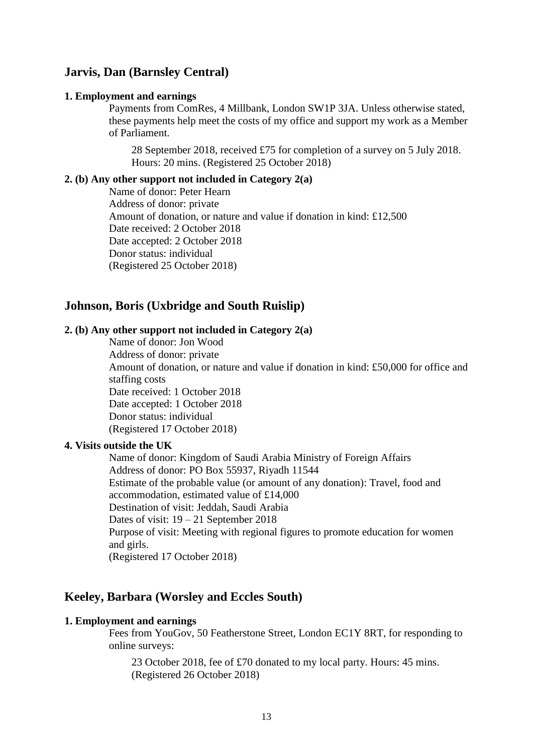## Jarvis, Dan (Barnsley Central)

**1. Employment and earnings**

Payments from ComRes, 4 Millbank, London SW1P 3JA. Unless otherwise stated, these payments help meet the costs of my office and support my work as a Member of Parliament.

28 September 2018, received £75 for completion of a survey on 5 July 2018. Hours: 20 mins. (Registered 25 October 2018)

**2. (b) Any other support not included in Category 2(a)**

Name of donor: Peter Hearn
Address of donor: private
Amount of donation, or nature and value if donation in kind: £12,500
Date received: 2 October 2018
Date accepted: 2 October 2018
Donor status: individual
(Registered 25 October 2018)

## Johnson, Boris (Uxbridge and South Ruislip)

**2. (b) Any other support not included in Category 2(a)**

Name of donor: Jon Wood
Address of donor: private
Amount of donation, or nature and value if donation in kind: £50,000 for office and staffing costs
Date received: 1 October 2018
Date accepted: 1 October 2018
Donor status: individual
(Registered 17 October 2018)

**4. Visits outside the UK**

Name of donor: Kingdom of Saudi Arabia Ministry of Foreign Affairs
Address of donor: PO Box 55937, Riyadh 11544
Estimate of the probable value (or amount of any donation): Travel, food and accommodation, estimated value of £14,000
Destination of visit: Jeddah, Saudi Arabia
Dates of visit: 19 – 21 September 2018
Purpose of visit: Meeting with regional figures to promote education for women and girls.
(Registered 17 October 2018)

## Keeley, Barbara (Worsley and Eccles South)

**1. Employment and earnings**

Fees from YouGov, 50 Featherstone Street, London EC1Y 8RT, for responding to online surveys:

23 October 2018, fee of £70 donated to my local party. Hours: 45 mins. (Registered 26 October 2018)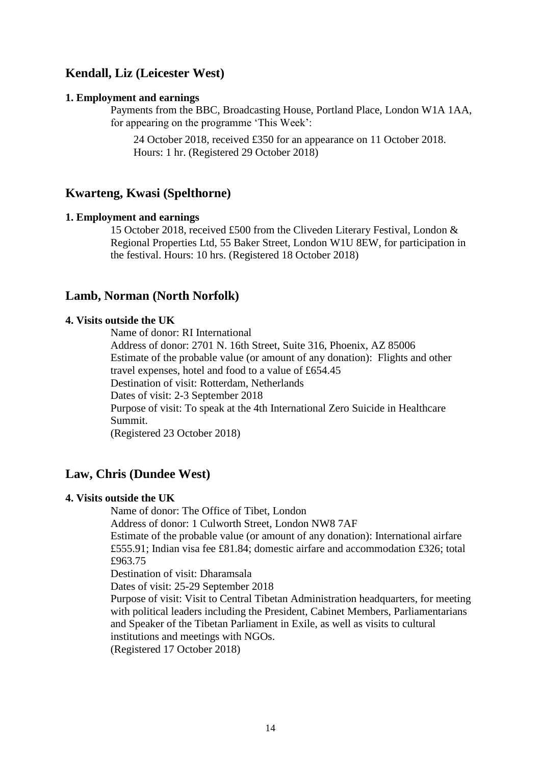## Kendall, Liz (Leicester West)

**1. Employment and earnings**

Payments from the BBC, Broadcasting House, Portland Place, London W1A 1AA, for appearing on the programme 'This Week':

24 October 2018, received £350 for an appearance on 11 October 2018. Hours: 1 hr. (Registered 29 October 2018)

## Kwarteng, Kwasi (Spelthorne)

**1. Employment and earnings**

15 October 2018, received £500 from the Cliveden Literary Festival, London & Regional Properties Ltd, 55 Baker Street, London W1U 8EW, for participation in the festival. Hours: 10 hrs. (Registered 18 October 2018)

## Lamb, Norman (North Norfolk)

**4. Visits outside the UK**

Name of donor: RI International
Address of donor: 2701 N. 16th Street, Suite 316, Phoenix, AZ 85006
Estimate of the probable value (or amount of any donation): Flights and other travel expenses, hotel and food to a value of £654.45
Destination of visit: Rotterdam, Netherlands
Dates of visit: 2-3 September 2018
Purpose of visit: To speak at the 4th International Zero Suicide in Healthcare Summit.
(Registered 23 October 2018)

## Law, Chris (Dundee West)

**4. Visits outside the UK**

Name of donor: The Office of Tibet, London
Address of donor: 1 Culworth Street, London NW8 7AF
Estimate of the probable value (or amount of any donation): International airfare £555.91; Indian visa fee £81.84; domestic airfare and accommodation £326; total £963.75
Destination of visit: Dharamsala
Dates of visit: 25-29 September 2018
Purpose of visit: Visit to Central Tibetan Administration headquarters, for meeting with political leaders including the President, Cabinet Members, Parliamentarians and Speaker of the Tibetan Parliament in Exile, as well as visits to cultural institutions and meetings with NGOs.
(Registered 17 October 2018)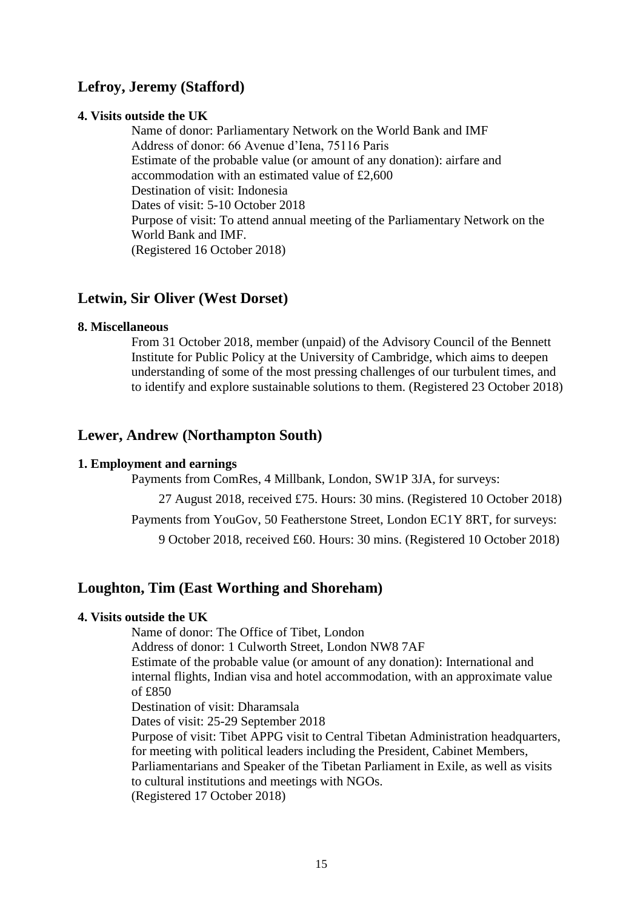## Lefroy, Jeremy (Stafford)

**4. Visits outside the UK**

Name of donor: Parliamentary Network on the World Bank and IMF
Address of donor: 66 Avenue d'Iena, 75116 Paris
Estimate of the probable value (or amount of any donation): airfare and accommodation with an estimated value of £2,600
Destination of visit: Indonesia
Dates of visit: 5-10 October 2018
Purpose of visit: To attend annual meeting of the Parliamentary Network on the World Bank and IMF.
(Registered 16 October 2018)

## Letwin, Sir Oliver (West Dorset)

**8. Miscellaneous**

From 31 October 2018, member (unpaid) of the Advisory Council of the Bennett Institute for Public Policy at the University of Cambridge, which aims to deepen understanding of some of the most pressing challenges of our turbulent times, and to identify and explore sustainable solutions to them. (Registered 23 October 2018)

## Lewer, Andrew (Northampton South)

**1. Employment and earnings**

Payments from ComRes, 4 Millbank, London, SW1P 3JA, for surveys:

27 August 2018, received £75. Hours: 30 mins. (Registered 10 October 2018)

Payments from YouGov, 50 Featherstone Street, London EC1Y 8RT, for surveys:

9 October 2018, received £60. Hours: 30 mins. (Registered 10 October 2018)

## Loughton, Tim (East Worthing and Shoreham)

**4. Visits outside the UK**

Name of donor: The Office of Tibet, London
Address of donor: 1 Culworth Street, London NW8 7AF
Estimate of the probable value (or amount of any donation): International and internal flights, Indian visa and hotel accommodation, with an approximate value of £850
Destination of visit: Dharamsala
Dates of visit: 25-29 September 2018
Purpose of visit: Tibet APPG visit to Central Tibetan Administration headquarters, for meeting with political leaders including the President, Cabinet Members, Parliamentarians and Speaker of the Tibetan Parliament in Exile, as well as visits to cultural institutions and meetings with NGOs.
(Registered 17 October 2018)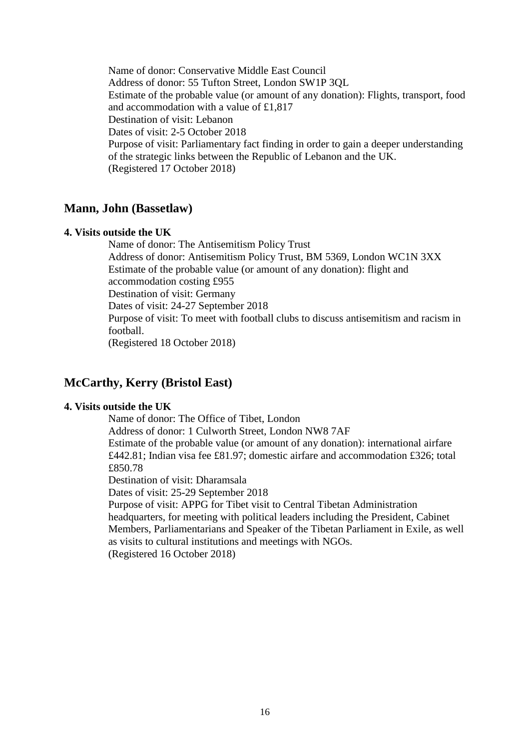Name of donor: Conservative Middle East Council
Address of donor: 55 Tufton Street, London SW1P 3QL
Estimate of the probable value (or amount of any donation): Flights, transport, food and accommodation with a value of £1,817
Destination of visit: Lebanon
Dates of visit: 2-5 October 2018
Purpose of visit: Parliamentary fact finding in order to gain a deeper understanding of the strategic links between the Republic of Lebanon and the UK.
(Registered 17 October 2018)

## Mann, John (Bassetlaw)

**4. Visits outside the UK**

Name of donor: The Antisemitism Policy Trust
Address of donor: Antisemitism Policy Trust, BM 5369, London WC1N 3XX
Estimate of the probable value (or amount of any donation): flight and accommodation costing £955
Destination of visit: Germany
Dates of visit: 24-27 September 2018
Purpose of visit: To meet with football clubs to discuss antisemitism and racism in football.
(Registered 18 October 2018)

## McCarthy, Kerry (Bristol East)

**4. Visits outside the UK**

Name of donor: The Office of Tibet, London
Address of donor: 1 Culworth Street, London NW8 7AF
Estimate of the probable value (or amount of any donation): international airfare £442.81; Indian visa fee £81.97; domestic airfare and accommodation £326; total £850.78
Destination of visit: Dharamsala
Dates of visit: 25-29 September 2018
Purpose of visit: APPG for Tibet visit to Central Tibetan Administration headquarters, for meeting with political leaders including the President, Cabinet Members, Parliamentarians and Speaker of the Tibetan Parliament in Exile, as well as visits to cultural institutions and meetings with NGOs.
(Registered 16 October 2018)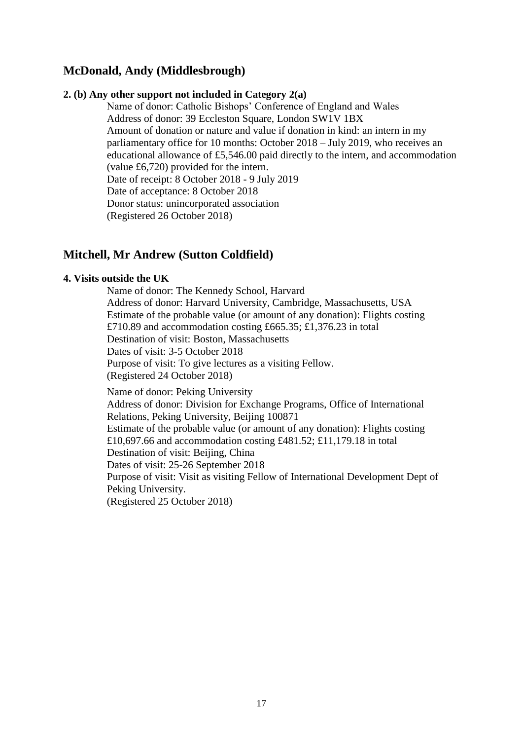## McDonald, Andy (Middlesbrough)

**2. (b) Any other support not included in Category 2(a)**

Name of donor: Catholic Bishops' Conference of England and Wales
Address of donor: 39 Eccleston Square, London SW1V 1BX
Amount of donation or nature and value if donation in kind: an intern in my parliamentary office for 10 months: October 2018 – July 2019, who receives an educational allowance of £5,546.00 paid directly to the intern, and accommodation (value £6,720) provided for the intern.
Date of receipt: 8 October 2018 - 9 July 2019
Date of acceptance: 8 October 2018
Donor status: unincorporated association
(Registered 26 October 2018)

## Mitchell, Mr Andrew (Sutton Coldfield)

**4. Visits outside the UK**

Name of donor: The Kennedy School, Harvard
Address of donor: Harvard University, Cambridge, Massachusetts, USA
Estimate of the probable value (or amount of any donation): Flights costing £710.89 and accommodation costing £665.35; £1,376.23 in total
Destination of visit: Boston, Massachusetts
Dates of visit: 3-5 October 2018
Purpose of visit: To give lectures as a visiting Fellow.
(Registered 24 October 2018)

Name of donor: Peking University
Address of donor: Division for Exchange Programs, Office of International Relations, Peking University, Beijing 100871
Estimate of the probable value (or amount of any donation): Flights costing £10,697.66 and accommodation costing £481.52; £11,179.18 in total
Destination of visit: Beijing, China
Dates of visit: 25-26 September 2018
Purpose of visit: Visit as visiting Fellow of International Development Dept of Peking University.
(Registered 25 October 2018)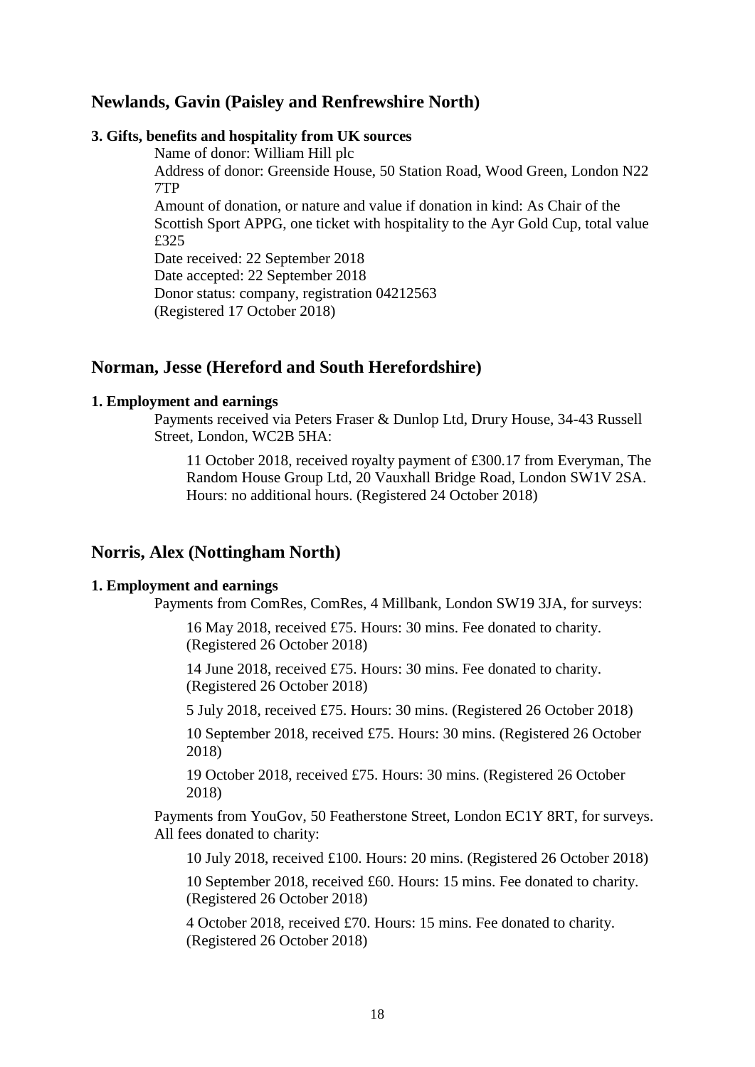## Newlands, Gavin (Paisley and Renfrewshire North)

**3. Gifts, benefits and hospitality from UK sources**

Name of donor: William Hill plc
Address of donor: Greenside House, 50 Station Road, Wood Green, London N22 7TP
Amount of donation, or nature and value if donation in kind: As Chair of the Scottish Sport APPG, one ticket with hospitality to the Ayr Gold Cup, total value £325
Date received: 22 September 2018
Date accepted: 22 September 2018
Donor status: company, registration 04212563
(Registered 17 October 2018)

## Norman, Jesse (Hereford and South Herefordshire)

**1. Employment and earnings**

Payments received via Peters Fraser & Dunlop Ltd, Drury House, 34-43 Russell Street, London, WC2B 5HA:

11 October 2018, received royalty payment of £300.17 from Everyman, The Random House Group Ltd, 20 Vauxhall Bridge Road, London SW1V 2SA. Hours: no additional hours. (Registered 24 October 2018)

## Norris, Alex (Nottingham North)

**1. Employment and earnings**

Payments from ComRes, ComRes, 4 Millbank, London SW19 3JA, for surveys:

16 May 2018, received £75. Hours: 30 mins. Fee donated to charity. (Registered 26 October 2018)

14 June 2018, received £75. Hours: 30 mins. Fee donated to charity. (Registered 26 October 2018)

5 July 2018, received £75. Hours: 30 mins. (Registered 26 October 2018)

10 September 2018, received £75. Hours: 30 mins. (Registered 26 October 2018)

19 October 2018, received £75. Hours: 30 mins. (Registered 26 October 2018)

Payments from YouGov, 50 Featherstone Street, London EC1Y 8RT, for surveys. All fees donated to charity:

10 July 2018, received £100. Hours: 20 mins. (Registered 26 October 2018)

10 September 2018, received £60. Hours: 15 mins. Fee donated to charity. (Registered 26 October 2018)

4 October 2018, received £70. Hours: 15 mins. Fee donated to charity. (Registered 26 October 2018)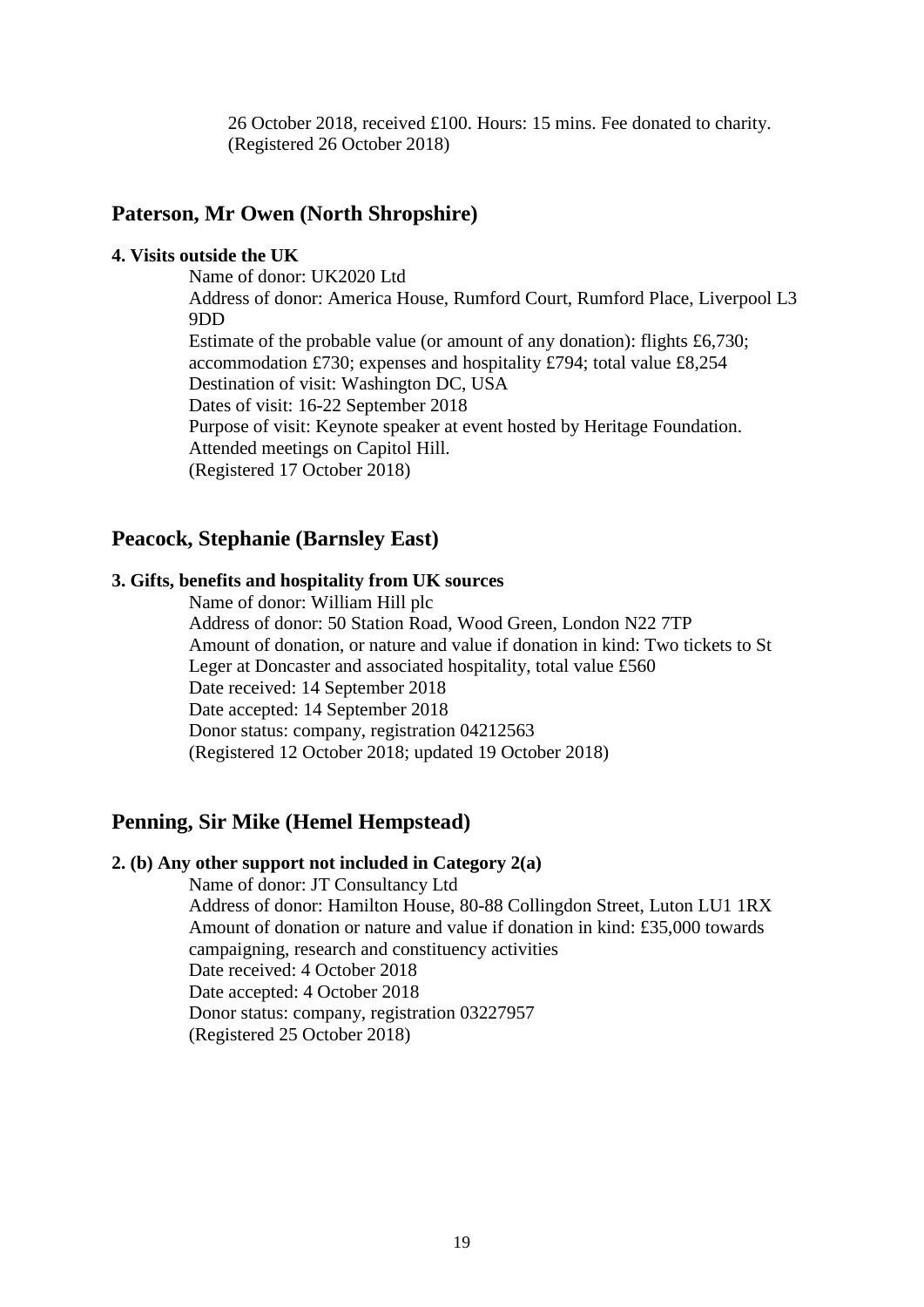26 October 2018, received £100. Hours: 15 mins. Fee donated to charity. (Registered 26 October 2018)

## Paterson, Mr Owen (North Shropshire)

**4. Visits outside the UK**

Name of donor: UK2020 Ltd
Address of donor: America House, Rumford Court, Rumford Place, Liverpool L3 9DD
Estimate of the probable value (or amount of any donation): flights £6,730; accommodation £730; expenses and hospitality £794; total value £8,254
Destination of visit: Washington DC, USA
Dates of visit: 16-22 September 2018
Purpose of visit: Keynote speaker at event hosted by Heritage Foundation. Attended meetings on Capitol Hill.
(Registered 17 October 2018)

## Peacock, Stephanie (Barnsley East)

**3. Gifts, benefits and hospitality from UK sources**

Name of donor: William Hill plc
Address of donor: 50 Station Road, Wood Green, London N22 7TP
Amount of donation, or nature and value if donation in kind: Two tickets to St Leger at Doncaster and associated hospitality, total value £560
Date received: 14 September 2018
Date accepted: 14 September 2018
Donor status: company, registration 04212563
(Registered 12 October 2018; updated 19 October 2018)

## Penning, Sir Mike (Hemel Hempstead)

**2. (b) Any other support not included in Category 2(a)**

Name of donor: JT Consultancy Ltd
Address of donor: Hamilton House, 80-88 Collingdon Street, Luton LU1 1RX
Amount of donation or nature and value if donation in kind: £35,000 towards campaigning, research and constituency activities
Date received: 4 October 2018
Date accepted: 4 October 2018
Donor status: company, registration 03227957
(Registered 25 October 2018)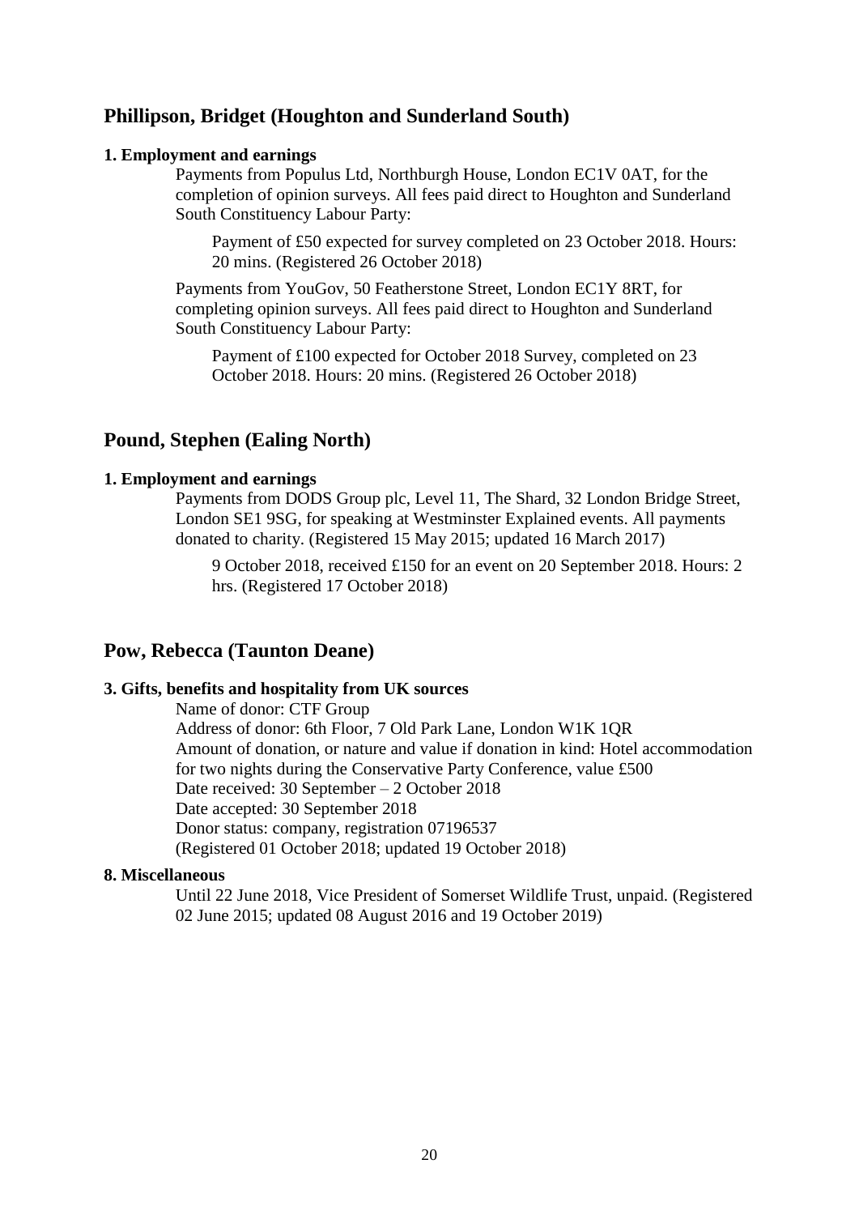## Phillipson, Bridget (Houghton and Sunderland South)

### 1. Employment and earnings

Payments from Populus Ltd, Northburgh House, London EC1V 0AT, for the completion of opinion surveys. All fees paid direct to Houghton and Sunderland South Constituency Labour Party:

> Payment of £50 expected for survey completed on 23 October 2018. Hours: 20 mins. (Registered 26 October 2018)

Payments from YouGov, 50 Featherstone Street, London EC1Y 8RT, for completing opinion surveys. All fees paid direct to Houghton and Sunderland South Constituency Labour Party:

> Payment of £100 expected for October 2018 Survey, completed on 23 October 2018. Hours: 20 mins. (Registered 26 October 2018)

## Pound, Stephen (Ealing North)

### 1. Employment and earnings

Payments from DODS Group plc, Level 11, The Shard, 32 London Bridge Street, London SE1 9SG, for speaking at Westminster Explained events. All payments donated to charity. (Registered 15 May 2015; updated 16 March 2017)

> 9 October 2018, received £150 for an event on 20 September 2018. Hours: 2 hrs. (Registered 17 October 2018)

## Pow, Rebecca (Taunton Deane)

### 3. Gifts, benefits and hospitality from UK sources

Name of donor: CTF Group
Address of donor: 6th Floor, 7 Old Park Lane, London W1K 1QR
Amount of donation, or nature and value if donation in kind: Hotel accommodation for two nights during the Conservative Party Conference, value £500
Date received: 30 September – 2 October 2018
Date accepted: 30 September 2018
Donor status: company, registration 07196537
(Registered 01 October 2018; updated 19 October 2018)

### 8. Miscellaneous

Until 22 June 2018, Vice President of Somerset Wildlife Trust, unpaid. (Registered 02 June 2015; updated 08 August 2016 and 19 October 2019)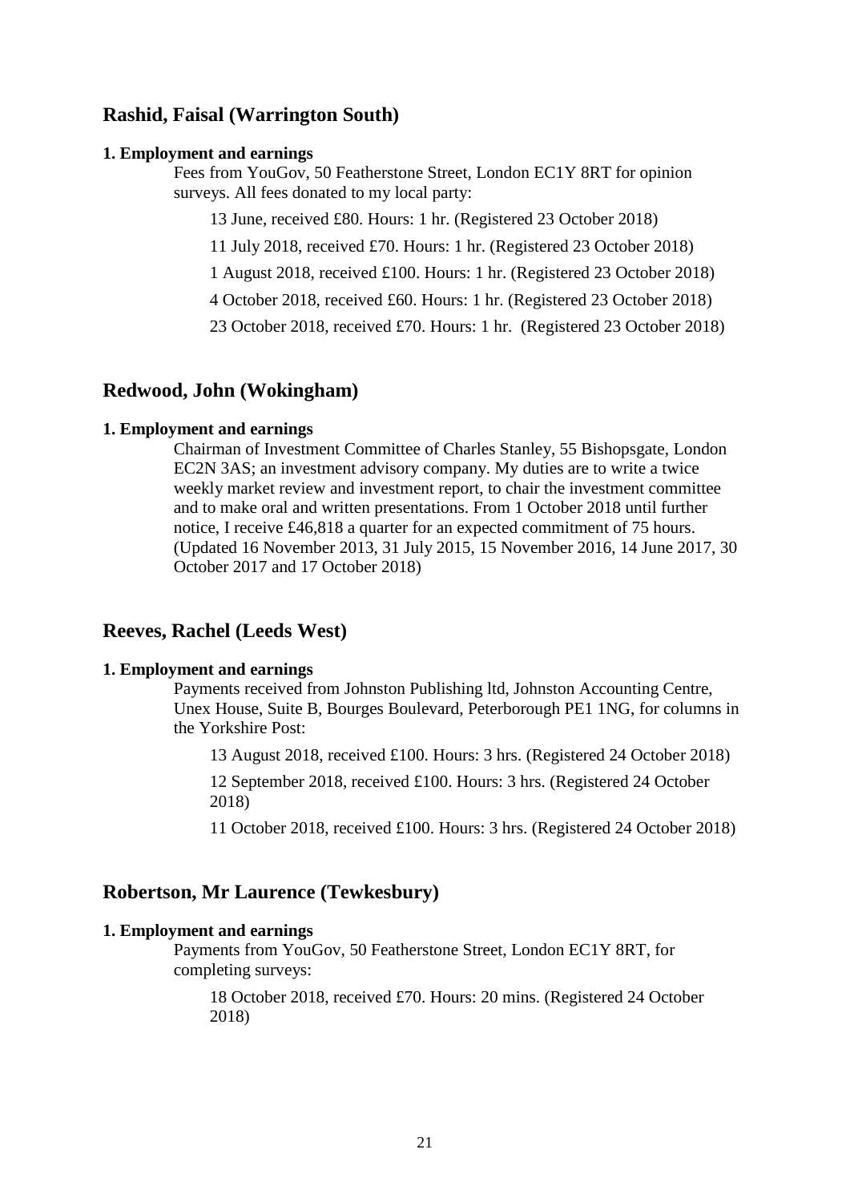## Rashid, Faisal (Warrington South)

**1. Employment and earnings**

Fees from YouGov, 50 Featherstone Street, London EC1Y 8RT for opinion surveys. All fees donated to my local party:

13 June, received £80. Hours: 1 hr. (Registered 23 October 2018)

11 July 2018, received £70. Hours: 1 hr. (Registered 23 October 2018)

1 August 2018, received £100. Hours: 1 hr. (Registered 23 October 2018)

4 October 2018, received £60. Hours: 1 hr. (Registered 23 October 2018)

23 October 2018, received £70. Hours: 1 hr. (Registered 23 October 2018)

## Redwood, John (Wokingham)

**1. Employment and earnings**

Chairman of Investment Committee of Charles Stanley, 55 Bishopsgate, London EC2N 3AS; an investment advisory company. My duties are to write a twice weekly market review and investment report, to chair the investment committee and to make oral and written presentations. From 1 October 2018 until further notice, I receive £46,818 a quarter for an expected commitment of 75 hours. (Updated 16 November 2013, 31 July 2015, 15 November 2016, 14 June 2017, 30 October 2017 and 17 October 2018)

## Reeves, Rachel (Leeds West)

**1. Employment and earnings**

Payments received from Johnston Publishing ltd, Johnston Accounting Centre, Unex House, Suite B, Bourges Boulevard, Peterborough PE1 1NG, for columns in the Yorkshire Post:

13 August 2018, received £100. Hours: 3 hrs. (Registered 24 October 2018)

12 September 2018, received £100. Hours: 3 hrs. (Registered 24 October 2018)

11 October 2018, received £100. Hours: 3 hrs. (Registered 24 October 2018)

## Robertson, Mr Laurence (Tewkesbury)

**1. Employment and earnings**

Payments from YouGov, 50 Featherstone Street, London EC1Y 8RT, for completing surveys:

18 October 2018, received £70. Hours: 20 mins. (Registered 24 October 2018)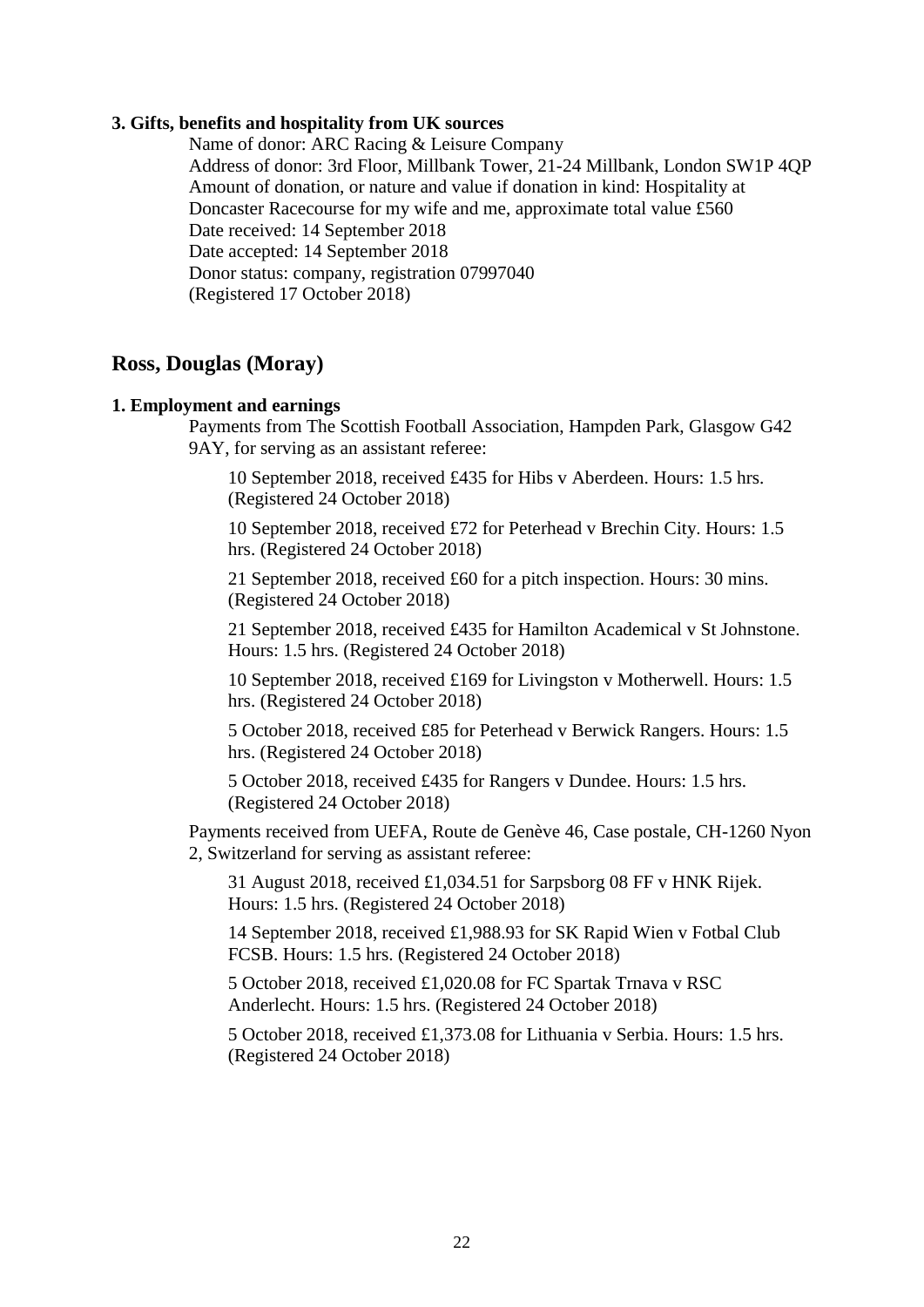**3. Gifts, benefits and hospitality from UK sources**

Name of donor: ARC Racing & Leisure Company
Address of donor: 3rd Floor, Millbank Tower, 21-24 Millbank, London SW1P 4QP
Amount of donation, or nature and value if donation in kind: Hospitality at Doncaster Racecourse for my wife and me, approximate total value £560
Date received: 14 September 2018
Date accepted: 14 September 2018
Donor status: company, registration 07997040
(Registered 17 October 2018)

## Ross, Douglas (Moray)

**1. Employment and earnings**

Payments from The Scottish Football Association, Hampden Park, Glasgow G42 9AY, for serving as an assistant referee:

10 September 2018, received £435 for Hibs v Aberdeen. Hours: 1.5 hrs. (Registered 24 October 2018)

10 September 2018, received £72 for Peterhead v Brechin City. Hours: 1.5 hrs. (Registered 24 October 2018)

21 September 2018, received £60 for a pitch inspection. Hours: 30 mins. (Registered 24 October 2018)

21 September 2018, received £435 for Hamilton Academical v St Johnstone. Hours: 1.5 hrs. (Registered 24 October 2018)

10 September 2018, received £169 for Livingston v Motherwell. Hours: 1.5 hrs. (Registered 24 October 2018)

5 October 2018, received £85 for Peterhead v Berwick Rangers. Hours: 1.5 hrs. (Registered 24 October 2018)

5 October 2018, received £435 for Rangers v Dundee. Hours: 1.5 hrs. (Registered 24 October 2018)

Payments received from UEFA, Route de Genève 46, Case postale, CH-1260 Nyon 2, Switzerland for serving as assistant referee:

31 August 2018, received £1,034.51 for Sarpsborg 08 FF v HNK Rijek. Hours: 1.5 hrs. (Registered 24 October 2018)

14 September 2018, received £1,988.93 for SK Rapid Wien v Fotbal Club FCSB. Hours: 1.5 hrs. (Registered 24 October 2018)

5 October 2018, received £1,020.08 for FC Spartak Trnava v RSC Anderlecht. Hours: 1.5 hrs. (Registered 24 October 2018)

5 October 2018, received £1,373.08 for Lithuania v Serbia. Hours: 1.5 hrs. (Registered 24 October 2018)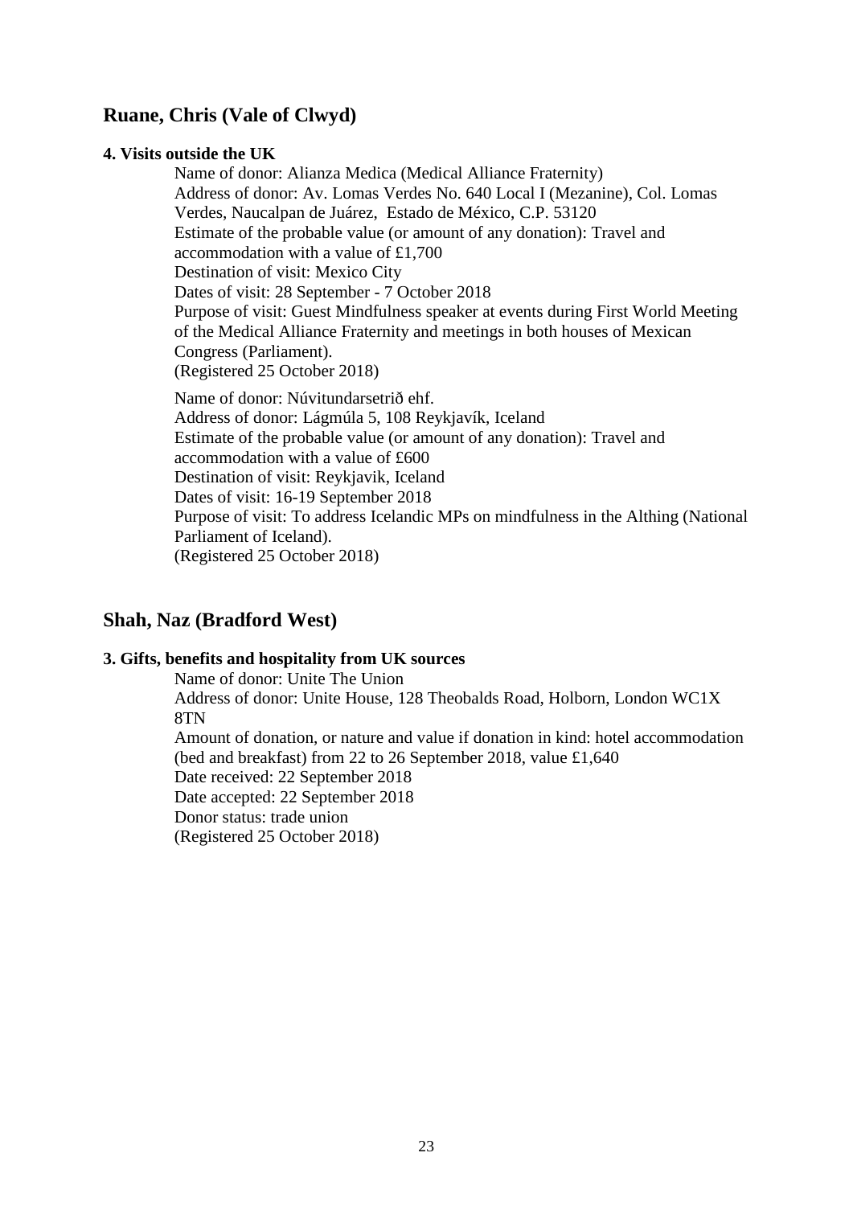## Ruane, Chris (Vale of Clwyd)

### 4. Visits outside the UK

Name of donor: Alianza Medica (Medical Alliance Fraternity)
Address of donor: Av. Lomas Verdes No. 640 Local I (Mezanine), Col. Lomas Verdes, Naucalpan de Juárez, Estado de México, C.P. 53120
Estimate of the probable value (or amount of any donation): Travel and accommodation with a value of £1,700
Destination of visit: Mexico City
Dates of visit: 28 September - 7 October 2018
Purpose of visit: Guest Mindfulness speaker at events during First World Meeting of the Medical Alliance Fraternity and meetings in both houses of Mexican Congress (Parliament).
(Registered 25 October 2018)

Name of donor: Núvitundarsetrið ehf.
Address of donor: Lágmúla 5, 108 Reykjavík, Iceland
Estimate of the probable value (or amount of any donation): Travel and accommodation with a value of £600
Destination of visit: Reykjavik, Iceland
Dates of visit: 16-19 September 2018
Purpose of visit: To address Icelandic MPs on mindfulness in the Althing (National Parliament of Iceland).
(Registered 25 October 2018)

## Shah, Naz (Bradford West)

### 3. Gifts, benefits and hospitality from UK sources

Name of donor: Unite The Union
Address of donor: Unite House, 128 Theobalds Road, Holborn, London WC1X 8TN
Amount of donation, or nature and value if donation in kind: hotel accommodation (bed and breakfast) from 22 to 26 September 2018, value £1,640
Date received: 22 September 2018
Date accepted: 22 September 2018
Donor status: trade union
(Registered 25 October 2018)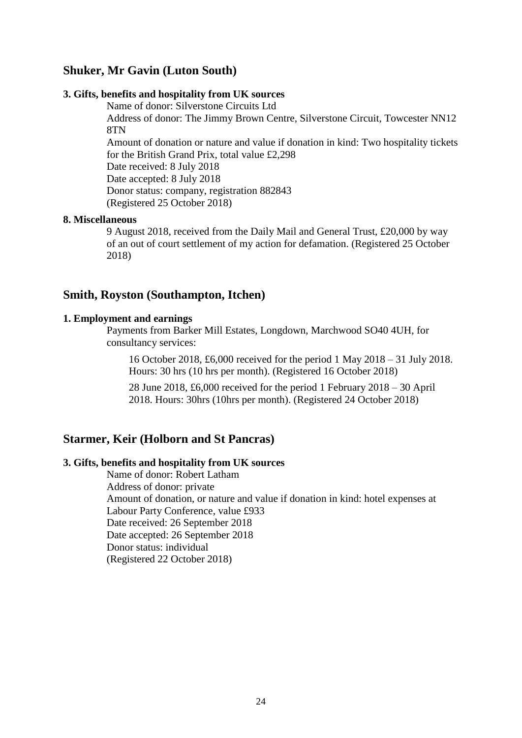## Shuker, Mr Gavin (Luton South)

**3. Gifts, benefits and hospitality from UK sources**

Name of donor: Silverstone Circuits Ltd
Address of donor: The Jimmy Brown Centre, Silverstone Circuit, Towcester NN12 8TN
Amount of donation or nature and value if donation in kind: Two hospitality tickets for the British Grand Prix, total value £2,298
Date received: 8 July 2018
Date accepted: 8 July 2018
Donor status: company, registration 882843
(Registered 25 October 2018)

**8. Miscellaneous**

9 August 2018, received from the Daily Mail and General Trust, £20,000 by way of an out of court settlement of my action for defamation. (Registered 25 October 2018)

## Smith, Royston (Southampton, Itchen)

**1. Employment and earnings**

Payments from Barker Mill Estates, Longdown, Marchwood SO40 4UH, for consultancy services:

16 October 2018, £6,000 received for the period 1 May 2018 – 31 July 2018. Hours: 30 hrs (10 hrs per month). (Registered 16 October 2018)

28 June 2018, £6,000 received for the period 1 February 2018 – 30 April 2018. Hours: 30hrs (10hrs per month). (Registered 24 October 2018)

## Starmer, Keir (Holborn and St Pancras)

**3. Gifts, benefits and hospitality from UK sources**

Name of donor: Robert Latham
Address of donor: private
Amount of donation, or nature and value if donation in kind: hotel expenses at Labour Party Conference, value £933
Date received: 26 September 2018
Date accepted: 26 September 2018
Donor status: individual
(Registered 22 October 2018)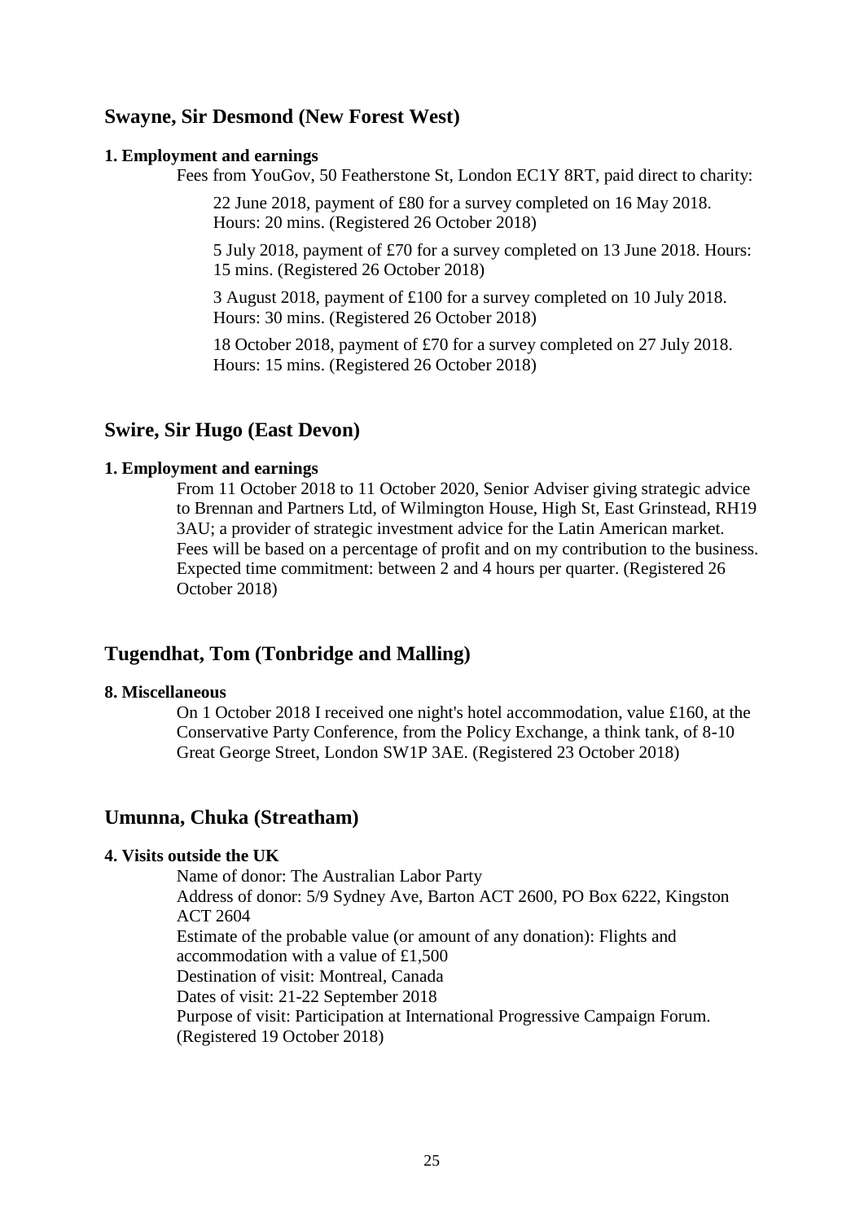## Swayne, Sir Desmond (New Forest West)

**1. Employment and earnings**

Fees from YouGov, 50 Featherstone St, London EC1Y 8RT, paid direct to charity:

22 June 2018, payment of £80 for a survey completed on 16 May 2018. Hours: 20 mins. (Registered 26 October 2018)

5 July 2018, payment of £70 for a survey completed on 13 June 2018. Hours: 15 mins. (Registered 26 October 2018)

3 August 2018, payment of £100 for a survey completed on 10 July 2018. Hours: 30 mins. (Registered 26 October 2018)

18 October 2018, payment of £70 for a survey completed on 27 July 2018. Hours: 15 mins. (Registered 26 October 2018)

## Swire, Sir Hugo (East Devon)

**1. Employment and earnings**

From 11 October 2018 to 11 October 2020, Senior Adviser giving strategic advice to Brennan and Partners Ltd, of Wilmington House, High St, East Grinstead, RH19 3AU; a provider of strategic investment advice for the Latin American market. Fees will be based on a percentage of profit and on my contribution to the business. Expected time commitment: between 2 and 4 hours per quarter. (Registered 26 October 2018)

## Tugendhat, Tom (Tonbridge and Malling)

**8. Miscellaneous**

On 1 October 2018 I received one night's hotel accommodation, value £160, at the Conservative Party Conference, from the Policy Exchange, a think tank, of 8-10 Great George Street, London SW1P 3AE. (Registered 23 October 2018)

## Umunna, Chuka (Streatham)

**4. Visits outside the UK**

Name of donor: The Australian Labor Party
Address of donor: 5/9 Sydney Ave, Barton ACT 2600, PO Box 6222, Kingston ACT 2604
Estimate of the probable value (or amount of any donation): Flights and accommodation with a value of £1,500
Destination of visit: Montreal, Canada
Dates of visit: 21-22 September 2018
Purpose of visit: Participation at International Progressive Campaign Forum.
(Registered 19 October 2018)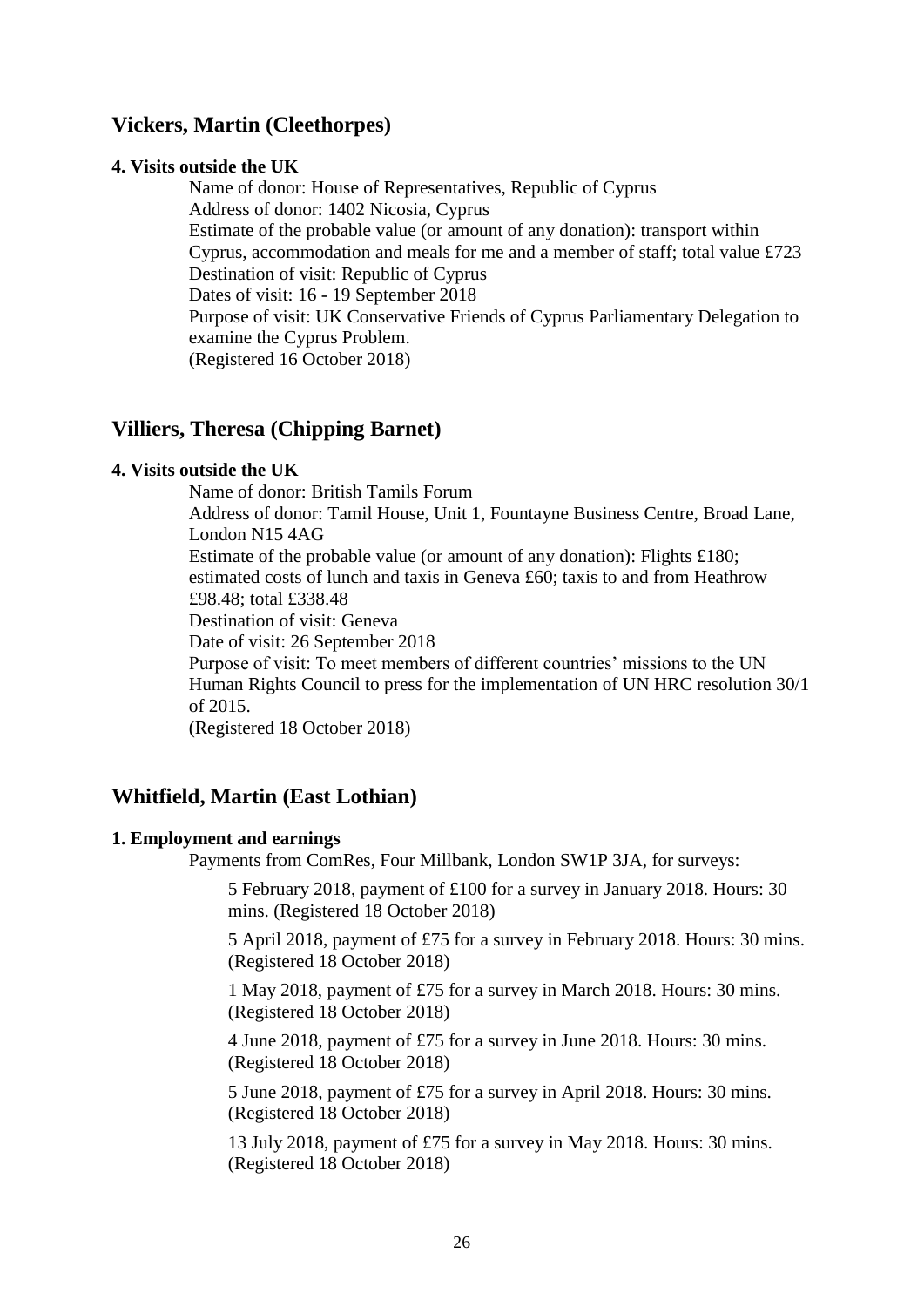## Vickers, Martin (Cleethorpes)

### 4. Visits outside the UK

Name of donor: House of Representatives, Republic of Cyprus
Address of donor: 1402 Nicosia, Cyprus
Estimate of the probable value (or amount of any donation): transport within Cyprus, accommodation and meals for me and a member of staff; total value £723
Destination of visit: Republic of Cyprus
Dates of visit: 16 - 19 September 2018
Purpose of visit: UK Conservative Friends of Cyprus Parliamentary Delegation to examine the Cyprus Problem.
(Registered 16 October 2018)

## Villiers, Theresa (Chipping Barnet)

### 4. Visits outside the UK

Name of donor: British Tamils Forum
Address of donor: Tamil House, Unit 1, Fountayne Business Centre, Broad Lane, London N15 4AG
Estimate of the probable value (or amount of any donation): Flights £180; estimated costs of lunch and taxis in Geneva £60; taxis to and from Heathrow £98.48; total £338.48
Destination of visit: Geneva
Date of visit: 26 September 2018
Purpose of visit: To meet members of different countries' missions to the UN Human Rights Council to press for the implementation of UN HRC resolution 30/1 of 2015.
(Registered 18 October 2018)

## Whitfield, Martin (East Lothian)

### 1. Employment and earnings

Payments from ComRes, Four Millbank, London SW1P 3JA, for surveys:

5 February 2018, payment of £100 for a survey in January 2018. Hours: 30 mins. (Registered 18 October 2018)

5 April 2018, payment of £75 for a survey in February 2018. Hours: 30 mins. (Registered 18 October 2018)

1 May 2018, payment of £75 for a survey in March 2018. Hours: 30 mins. (Registered 18 October 2018)

4 June 2018, payment of £75 for a survey in June 2018. Hours: 30 mins. (Registered 18 October 2018)

5 June 2018, payment of £75 for a survey in April 2018. Hours: 30 mins. (Registered 18 October 2018)

13 July 2018, payment of £75 for a survey in May 2018. Hours: 30 mins. (Registered 18 October 2018)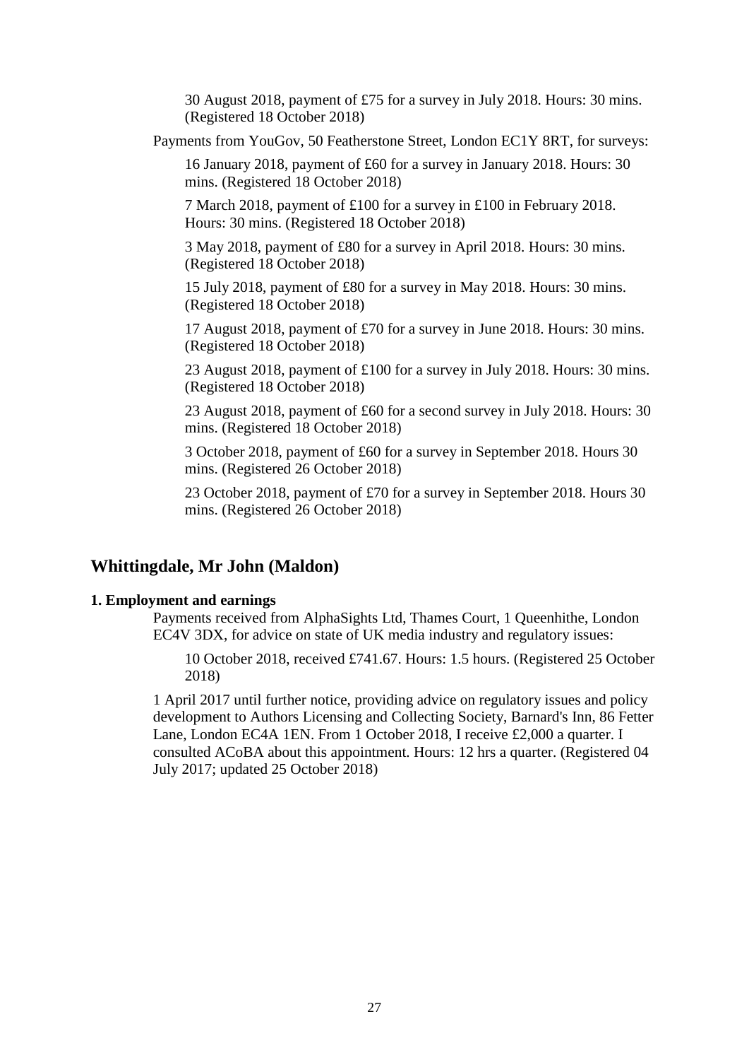30 August 2018, payment of £75 for a survey in July 2018. Hours: 30 mins. (Registered 18 October 2018)

Payments from YouGov, 50 Featherstone Street, London EC1Y 8RT, for surveys:

16 January 2018, payment of £60 for a survey in January 2018. Hours: 30 mins. (Registered 18 October 2018)

7 March 2018, payment of £100 for a survey in £100 in February 2018. Hours: 30 mins. (Registered 18 October 2018)

3 May 2018, payment of £80 for a survey in April 2018. Hours: 30 mins. (Registered 18 October 2018)

15 July 2018, payment of £80 for a survey in May 2018. Hours: 30 mins. (Registered 18 October 2018)

17 August 2018, payment of £70 for a survey in June 2018. Hours: 30 mins. (Registered 18 October 2018)

23 August 2018, payment of £100 for a survey in July 2018. Hours: 30 mins. (Registered 18 October 2018)

23 August 2018, payment of £60 for a second survey in July 2018. Hours: 30 mins. (Registered 18 October 2018)

3 October 2018, payment of £60 for a survey in September 2018. Hours 30 mins. (Registered 26 October 2018)

23 October 2018, payment of £70 for a survey in September 2018. Hours 30 mins. (Registered 26 October 2018)

## Whittingdale, Mr John (Maldon)

### 1. Employment and earnings

Payments received from AlphaSights Ltd, Thames Court, 1 Queenhithe, London EC4V 3DX, for advice on state of UK media industry and regulatory issues:

10 October 2018, received £741.67. Hours: 1.5 hours. (Registered 25 October 2018)

1 April 2017 until further notice, providing advice on regulatory issues and policy development to Authors Licensing and Collecting Society, Barnard's Inn, 86 Fetter Lane, London EC4A 1EN. From 1 October 2018, I receive £2,000 a quarter. I consulted ACoBA about this appointment. Hours: 12 hrs a quarter. (Registered 04 July 2017; updated 25 October 2018)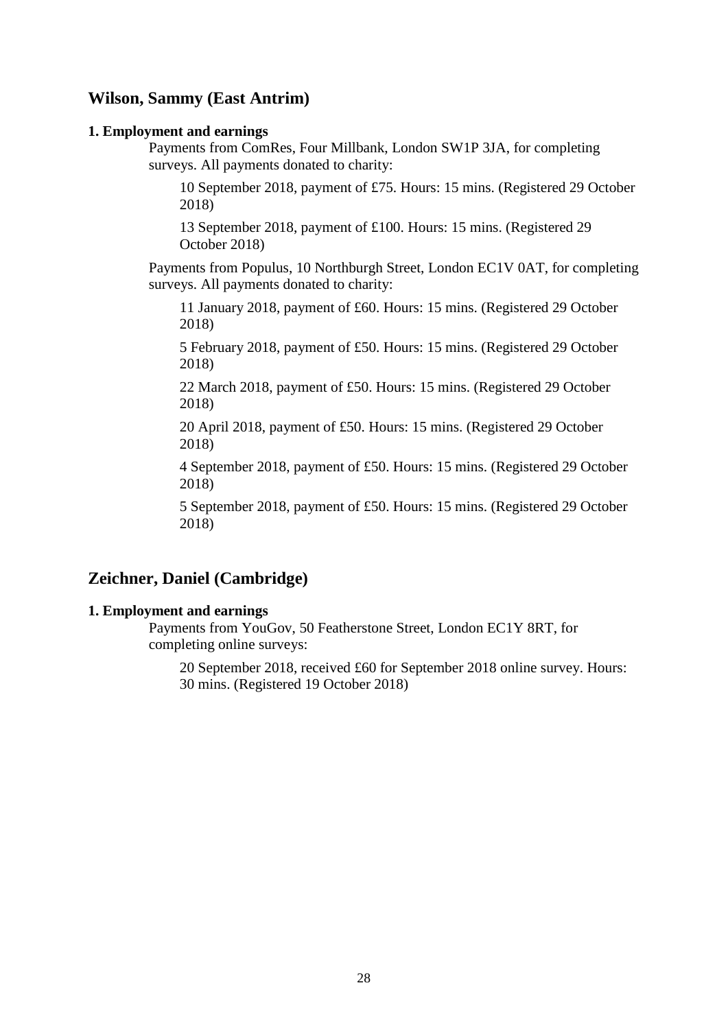## Wilson, Sammy (East Antrim)

**1. Employment and earnings**

Payments from ComRes, Four Millbank, London SW1P 3JA, for completing surveys. All payments donated to charity:

10 September 2018, payment of £75. Hours: 15 mins. (Registered 29 October 2018)

13 September 2018, payment of £100. Hours: 15 mins. (Registered 29 October 2018)

Payments from Populus, 10 Northburgh Street, London EC1V 0AT, for completing surveys. All payments donated to charity:

11 January 2018, payment of £60. Hours: 15 mins. (Registered 29 October 2018)

5 February 2018, payment of £50. Hours: 15 mins. (Registered 29 October 2018)

22 March 2018, payment of £50. Hours: 15 mins. (Registered 29 October 2018)

20 April 2018, payment of £50. Hours: 15 mins. (Registered 29 October 2018)

4 September 2018, payment of £50. Hours: 15 mins. (Registered 29 October 2018)

5 September 2018, payment of £50. Hours: 15 mins. (Registered 29 October 2018)

## Zeichner, Daniel (Cambridge)

**1. Employment and earnings**

Payments from YouGov, 50 Featherstone Street, London EC1Y 8RT, for completing online surveys:

20 September 2018, received £60 for September 2018 online survey. Hours: 30 mins. (Registered 19 October 2018)